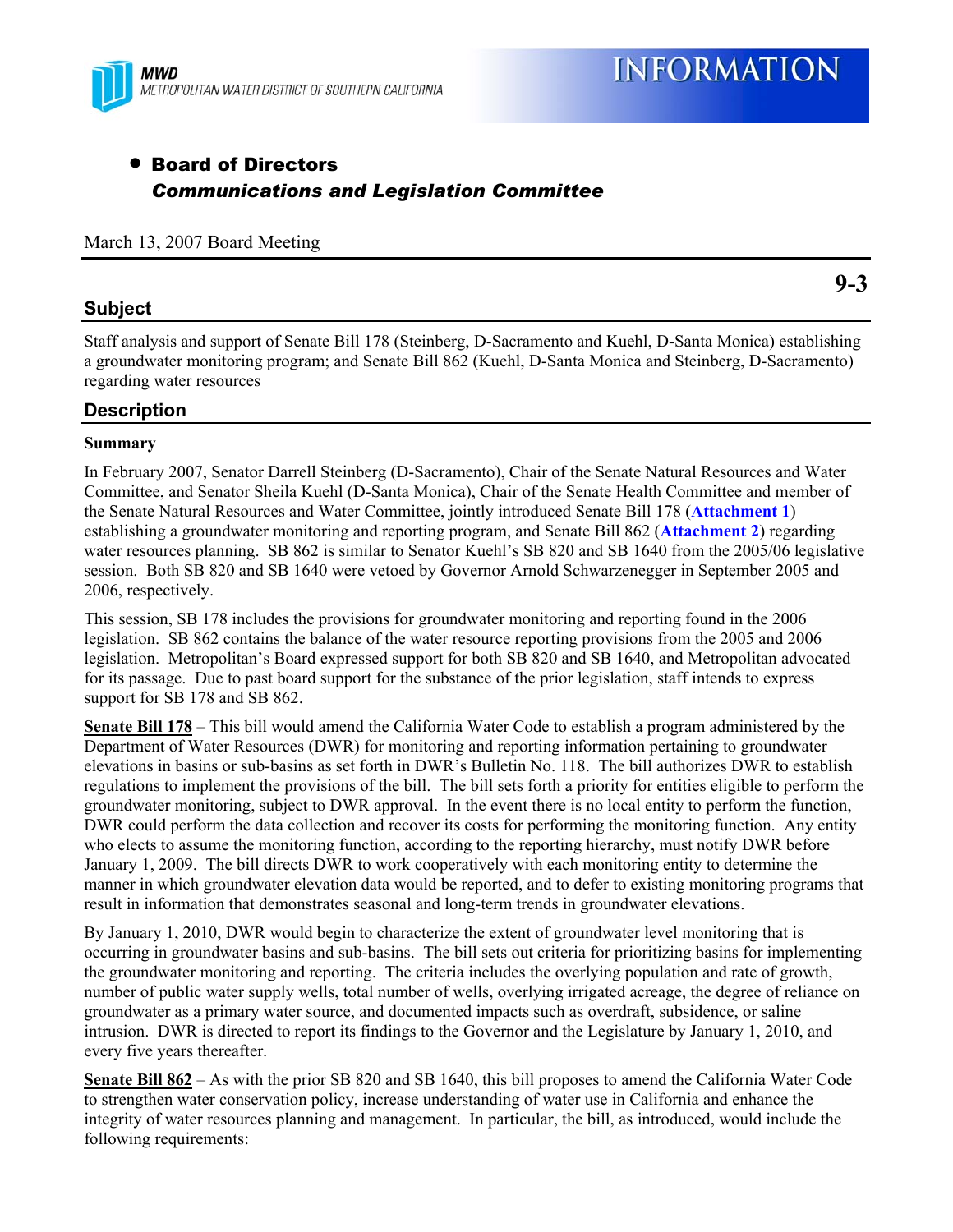MWD
METROPOLITAN WATER DISTRICT OF SOUTHERN CALIFORNIA

# INFORMATION

- **Board of Directors**
  ***Communications and Legislation Committee***

March 13, 2007 Board Meeting

**9-3**

## Subject

Staff analysis and support of Senate Bill 178 (Steinberg, D-Sacramento and Kuehl, D-Santa Monica) establishing a groundwater monitoring program; and Senate Bill 862 (Kuehl, D-Santa Monica and Steinberg, D-Sacramento) regarding water resources

## Description

**Summary**

In February 2007, Senator Darrell Steinberg (D-Sacramento), Chair of the Senate Natural Resources and Water Committee, and Senator Sheila Kuehl (D-Santa Monica), Chair of the Senate Health Committee and member of the Senate Natural Resources and Water Committee, jointly introduced Senate Bill 178 (**Attachment 1**) establishing a groundwater monitoring and reporting program, and Senate Bill 862 (**Attachment 2**) regarding water resources planning. SB 862 is similar to Senator Kuehl's SB 820 and SB 1640 from the 2005/06 legislative session. Both SB 820 and SB 1640 were vetoed by Governor Arnold Schwarzenegger in September 2005 and 2006, respectively.

This session, SB 178 includes the provisions for groundwater monitoring and reporting found in the 2006 legislation. SB 862 contains the balance of the water resource reporting provisions from the 2005 and 2006 legislation. Metropolitan's Board expressed support for both SB 820 and SB 1640, and Metropolitan advocated for its passage. Due to past board support for the substance of the prior legislation, staff intends to express support for SB 178 and SB 862.

**Senate Bill 178** – This bill would amend the California Water Code to establish a program administered by the Department of Water Resources (DWR) for monitoring and reporting information pertaining to groundwater elevations in basins or sub-basins as set forth in DWR's Bulletin No. 118. The bill authorizes DWR to establish regulations to implement the provisions of the bill. The bill sets forth a priority for entities eligible to perform the groundwater monitoring, subject to DWR approval. In the event there is no local entity to perform the function, DWR could perform the data collection and recover its costs for performing the monitoring function. Any entity who elects to assume the monitoring function, according to the reporting hierarchy, must notify DWR before January 1, 2009. The bill directs DWR to work cooperatively with each monitoring entity to determine the manner in which groundwater elevation data would be reported, and to defer to existing monitoring programs that result in information that demonstrates seasonal and long-term trends in groundwater elevations.

By January 1, 2010, DWR would begin to characterize the extent of groundwater level monitoring that is occurring in groundwater basins and sub-basins. The bill sets out criteria for prioritizing basins for implementing the groundwater monitoring and reporting. The criteria includes the overlying population and rate of growth, number of public water supply wells, total number of wells, overlying irrigated acreage, the degree of reliance on groundwater as a primary water source, and documented impacts such as overdraft, subsidence, or saline intrusion. DWR is directed to report its findings to the Governor and the Legislature by January 1, 2010, and every five years thereafter.

**Senate Bill 862** – As with the prior SB 820 and SB 1640, this bill proposes to amend the California Water Code to strengthen water conservation policy, increase understanding of water use in California and enhance the integrity of water resources planning and management. In particular, the bill, as introduced, would include the following requirements: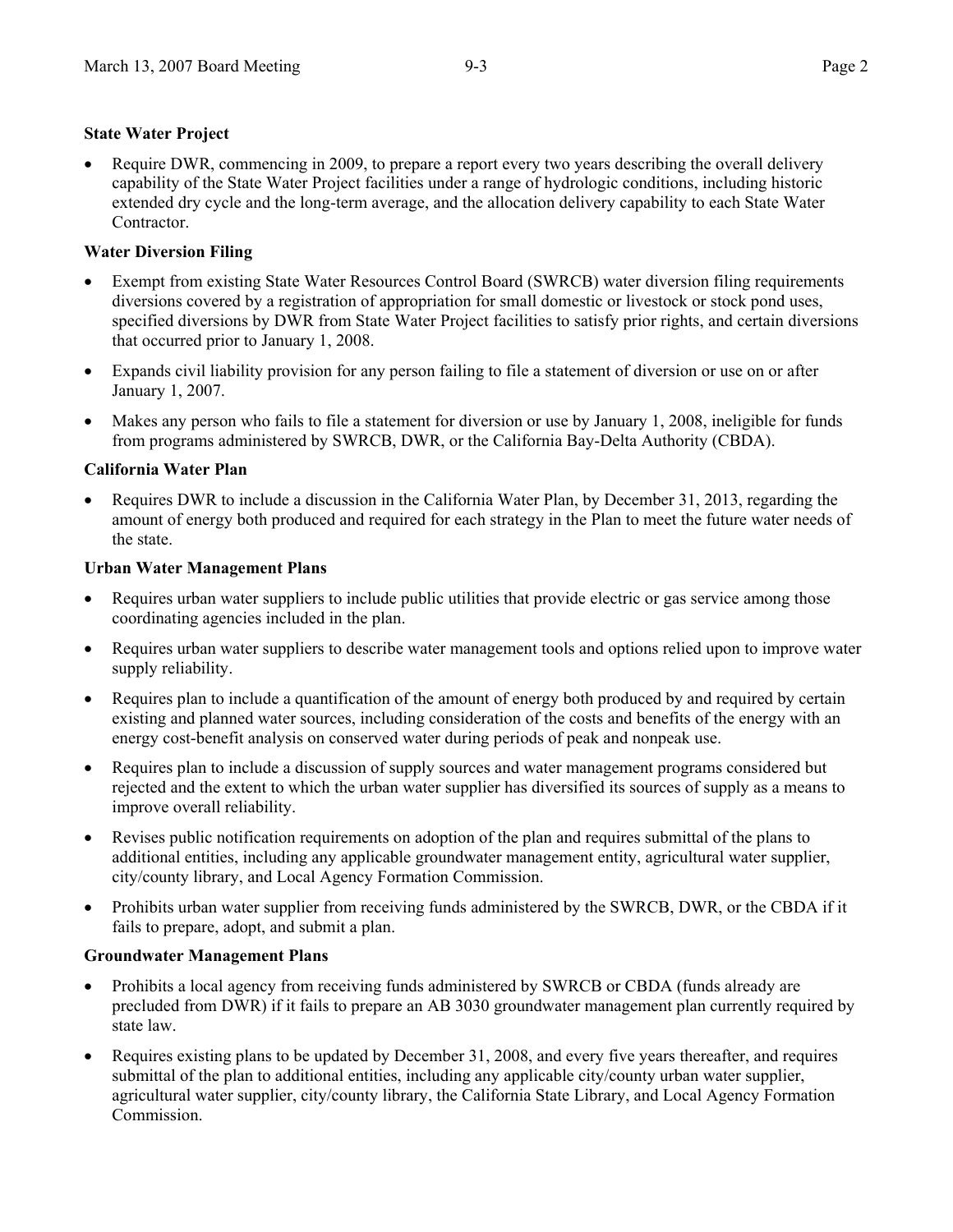**State Water Project**

- Require DWR, commencing in 2009, to prepare a report every two years describing the overall delivery capability of the State Water Project facilities under a range of hydrologic conditions, including historic extended dry cycle and the long-term average, and the allocation delivery capability to each State Water Contractor.

**Water Diversion Filing**

- Exempt from existing State Water Resources Control Board (SWRCB) water diversion filing requirements diversions covered by a registration of appropriation for small domestic or livestock or stock pond uses, specified diversions by DWR from State Water Project facilities to satisfy prior rights, and certain diversions that occurred prior to January 1, 2008.
- Expands civil liability provision for any person failing to file a statement of diversion or use on or after January 1, 2007.
- Makes any person who fails to file a statement for diversion or use by January 1, 2008, ineligible for funds from programs administered by SWRCB, DWR, or the California Bay-Delta Authority (CBDA).

**California Water Plan**

- Requires DWR to include a discussion in the California Water Plan, by December 31, 2013, regarding the amount of energy both produced and required for each strategy in the Plan to meet the future water needs of the state.

**Urban Water Management Plans**

- Requires urban water suppliers to include public utilities that provide electric or gas service among those coordinating agencies included in the plan.
- Requires urban water suppliers to describe water management tools and options relied upon to improve water supply reliability.
- Requires plan to include a quantification of the amount of energy both produced by and required by certain existing and planned water sources, including consideration of the costs and benefits of the energy with an energy cost-benefit analysis on conserved water during periods of peak and nonpeak use.
- Requires plan to include a discussion of supply sources and water management programs considered but rejected and the extent to which the urban water supplier has diversified its sources of supply as a means to improve overall reliability.
- Revises public notification requirements on adoption of the plan and requires submittal of the plans to additional entities, including any applicable groundwater management entity, agricultural water supplier, city/county library, and Local Agency Formation Commission.
- Prohibits urban water supplier from receiving funds administered by the SWRCB, DWR, or the CBDA if it fails to prepare, adopt, and submit a plan.

**Groundwater Management Plans**

- Prohibits a local agency from receiving funds administered by SWRCB or CBDA (funds already are precluded from DWR) if it fails to prepare an AB 3030 groundwater management plan currently required by state law.
- Requires existing plans to be updated by December 31, 2008, and every five years thereafter, and requires submittal of the plan to additional entities, including any applicable city/county urban water supplier, agricultural water supplier, city/county library, the California State Library, and Local Agency Formation Commission.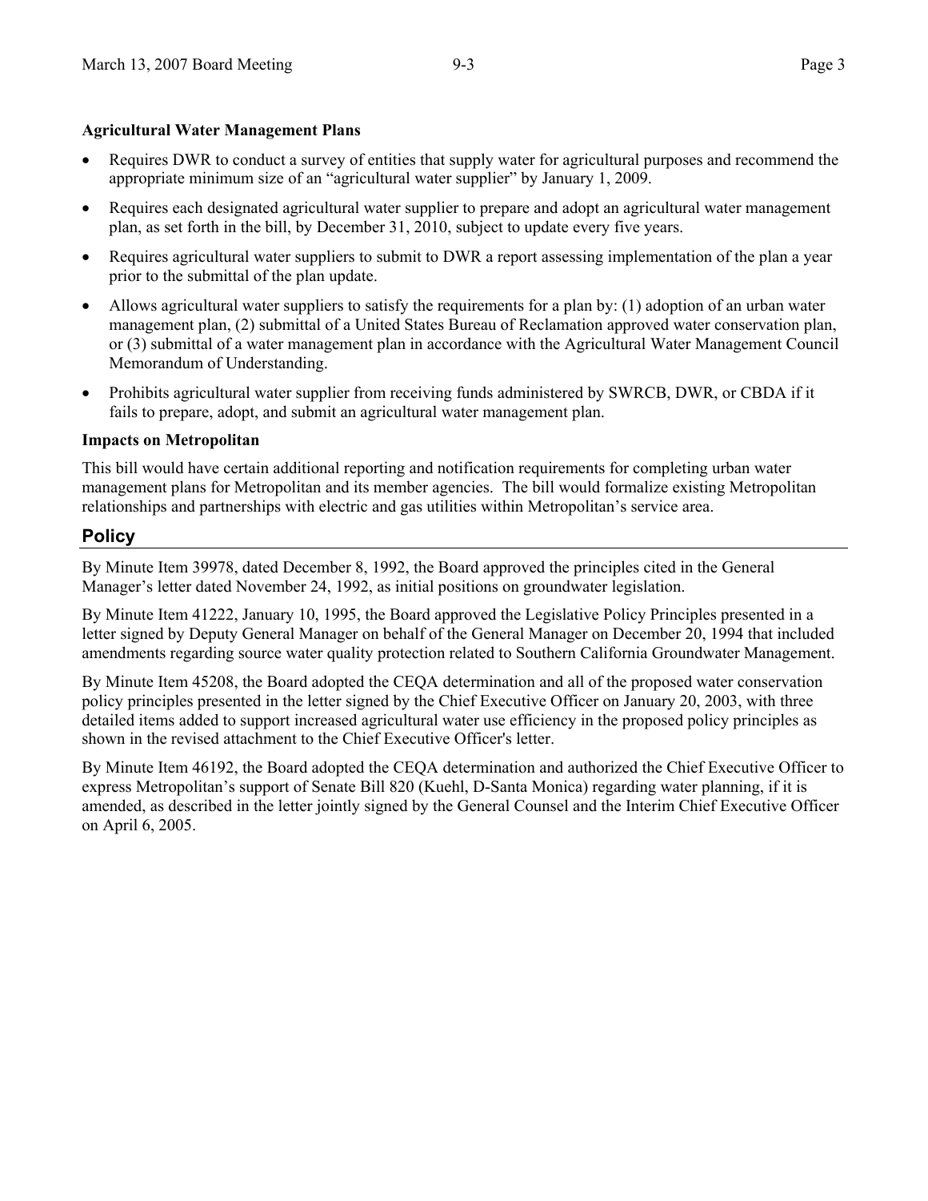**Agricultural Water Management Plans**

- Requires DWR to conduct a survey of entities that supply water for agricultural purposes and recommend the appropriate minimum size of an "agricultural water supplier" by January 1, 2009.
- Requires each designated agricultural water supplier to prepare and adopt an agricultural water management plan, as set forth in the bill, by December 31, 2010, subject to update every five years.
- Requires agricultural water suppliers to submit to DWR a report assessing implementation of the plan a year prior to the submittal of the plan update.
- Allows agricultural water suppliers to satisfy the requirements for a plan by: (1) adoption of an urban water management plan, (2) submittal of a United States Bureau of Reclamation approved water conservation plan, or (3) submittal of a water management plan in accordance with the Agricultural Water Management Council Memorandum of Understanding.
- Prohibits agricultural water supplier from receiving funds administered by SWRCB, DWR, or CBDA if it fails to prepare, adopt, and submit an agricultural water management plan.

**Impacts on Metropolitan**

This bill would have certain additional reporting and notification requirements for completing urban water management plans for Metropolitan and its member agencies. The bill would formalize existing Metropolitan relationships and partnerships with electric and gas utilities within Metropolitan's service area.

## Policy

By Minute Item 39978, dated December 8, 1992, the Board approved the principles cited in the General Manager's letter dated November 24, 1992, as initial positions on groundwater legislation.

By Minute Item 41222, January 10, 1995, the Board approved the Legislative Policy Principles presented in a letter signed by Deputy General Manager on behalf of the General Manager on December 20, 1994 that included amendments regarding source water quality protection related to Southern California Groundwater Management.

By Minute Item 45208, the Board adopted the CEQA determination and all of the proposed water conservation policy principles presented in the letter signed by the Chief Executive Officer on January 20, 2003, with three detailed items added to support increased agricultural water use efficiency in the proposed policy principles as shown in the revised attachment to the Chief Executive Officer's letter.

By Minute Item 46192, the Board adopted the CEQA determination and authorized the Chief Executive Officer to express Metropolitan's support of Senate Bill 820 (Kuehl, D-Santa Monica) regarding water planning, if it is amended, as described in the letter jointly signed by the General Counsel and the Interim Chief Executive Officer on April 6, 2005.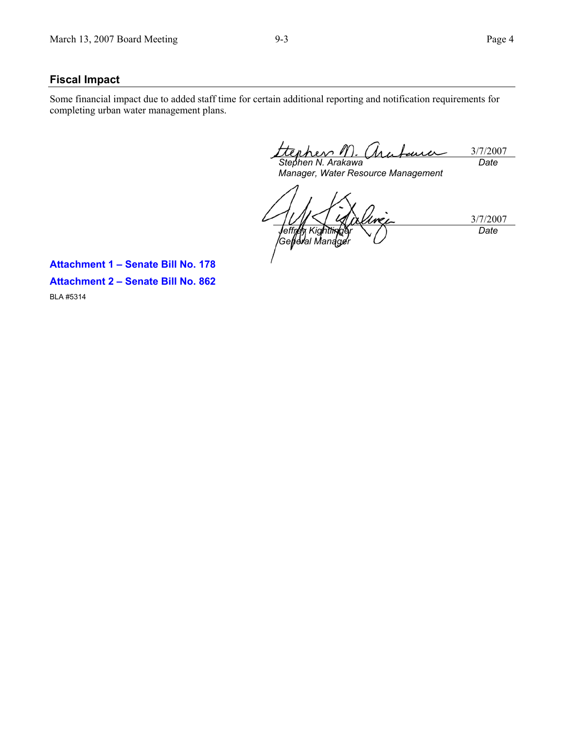## Fiscal Impact

Some financial impact due to added staff time for certain additional reporting and notification requirements for completing urban water management plans.

| | |
|---|---|
| *Stephen N. Arakawa*<br>*Manager, Water Resource Management* | 3/7/2007<br>*Date* |
| *Jeffrey Kightlinger*<br>*General Manager* | 3/7/2007<br>*Date* |

**Attachment 1 – Senate Bill No. 178**

**Attachment 2 – Senate Bill No. 862**

BLA #5314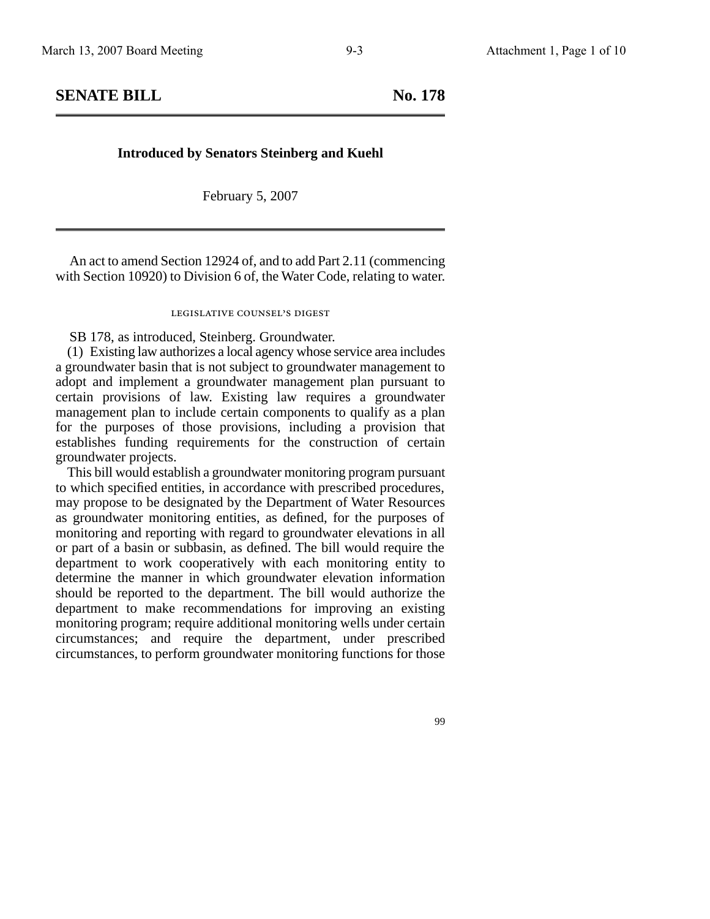## SENATE BILL No. 178

**Introduced by Senators Steinberg and Kuehl**

February 5, 2007

An act to amend Section 12924 of, and to add Part 2.11 (commencing with Section 10920) to Division 6 of, the Water Code, relating to water.

LEGISLATIVE COUNSEL'S DIGEST

SB 178, as introduced, Steinberg. Groundwater.

(1) Existing law authorizes a local agency whose service area includes a groundwater basin that is not subject to groundwater management to adopt and implement a groundwater management plan pursuant to certain provisions of law. Existing law requires a groundwater management plan to include certain components to qualify as a plan for the purposes of those provisions, including a provision that establishes funding requirements for the construction of certain groundwater projects.

This bill would establish a groundwater monitoring program pursuant to which specified entities, in accordance with prescribed procedures, may propose to be designated by the Department of Water Resources as groundwater monitoring entities, as defined, for the purposes of monitoring and reporting with regard to groundwater elevations in all or part of a basin or subbasin, as defined. The bill would require the department to work cooperatively with each monitoring entity to determine the manner in which groundwater elevation information should be reported to the department. The bill would authorize the department to make recommendations for improving an existing monitoring program; require additional monitoring wells under certain circumstances; and require the department, under prescribed circumstances, to perform groundwater monitoring functions for those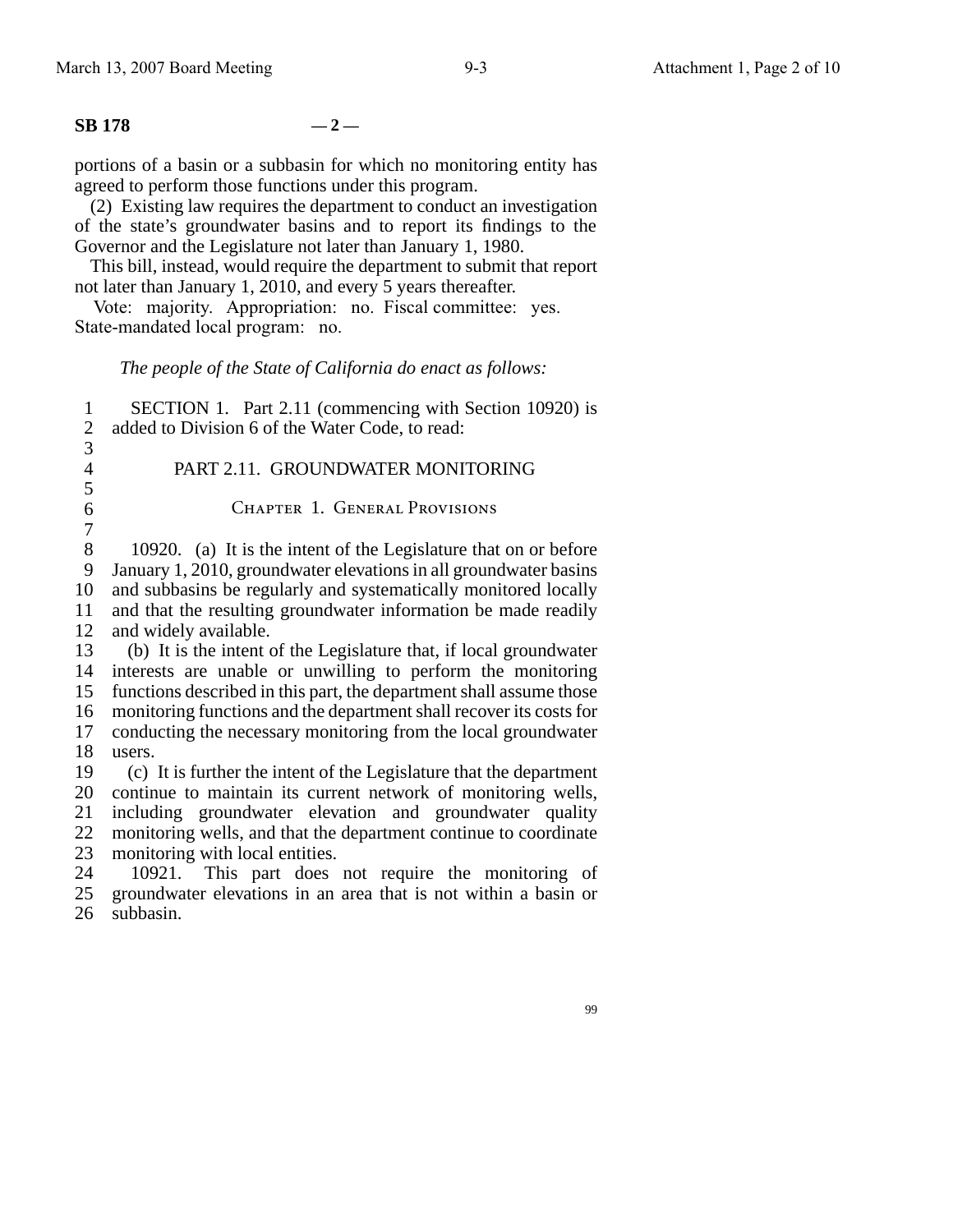**SB 178** — 2 —

portions of a basin or a subbasin for which no monitoring entity has agreed to perform those functions under this program.

(2) Existing law requires the department to conduct an investigation of the state's groundwater basins and to report its findings to the Governor and the Legislature not later than January 1, 1980.

This bill, instead, would require the department to submit that report not later than January 1, 2010, and every 5 years thereafter.

Vote: majority. Appropriation: no. Fiscal committee: yes. State-mandated local program: no.

*The people of the State of California do enact as follows:*

SECTION 1. Part 2.11 (commencing with Section 10920) is added to Division 6 of the Water Code, to read:

## PART 2.11. GROUNDWATER MONITORING

### Chapter 1. General Provisions

10920. (a) It is the intent of the Legislature that on or before January 1, 2010, groundwater elevations in all groundwater basins and subbasins be regularly and systematically monitored locally and that the resulting groundwater information be made readily and widely available.

(b) It is the intent of the Legislature that, if local groundwater interests are unable or unwilling to perform the monitoring functions described in this part, the department shall assume those monitoring functions and the department shall recover its costs for conducting the necessary monitoring from the local groundwater users.

(c) It is further the intent of the Legislature that the department continue to maintain its current network of monitoring wells, including groundwater elevation and groundwater quality monitoring wells, and that the department continue to coordinate monitoring with local entities.

10921. This part does not require the monitoring of groundwater elevations in an area that is not within a basin or subbasin.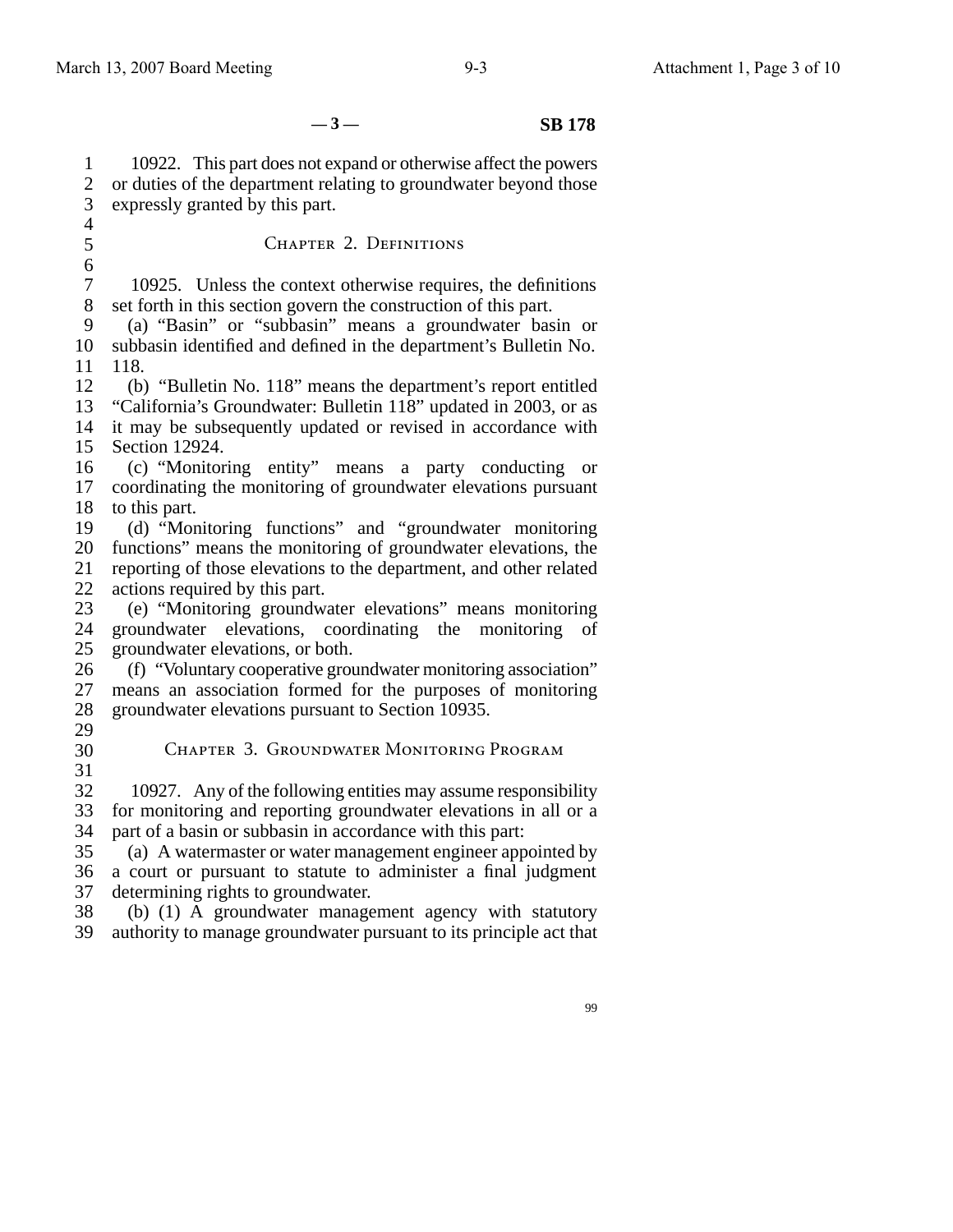10922. This part does not expand or otherwise affect the powers or duties of the department relating to groundwater beyond those expressly granted by this part.

## Chapter 2. Definitions

10925. Unless the context otherwise requires, the definitions set forth in this section govern the construction of this part.

(a) "Basin" or "subbasin" means a groundwater basin or subbasin identified and defined in the department's Bulletin No. 118.

(b) "Bulletin No. 118" means the department's report entitled "California's Groundwater: Bulletin 118" updated in 2003, or as it may be subsequently updated or revised in accordance with Section 12924.

(c) "Monitoring entity" means a party conducting or coordinating the monitoring of groundwater elevations pursuant to this part.

(d) "Monitoring functions" and "groundwater monitoring functions" means the monitoring of groundwater elevations, the reporting of those elevations to the department, and other related actions required by this part.

(e) "Monitoring groundwater elevations" means monitoring groundwater elevations, coordinating the monitoring of groundwater elevations, or both.

(f) "Voluntary cooperative groundwater monitoring association" means an association formed for the purposes of monitoring groundwater elevations pursuant to Section 10935.

## Chapter 3. Groundwater Monitoring Program

10927. Any of the following entities may assume responsibility for monitoring and reporting groundwater elevations in all or a part of a basin or subbasin in accordance with this part:

(a) A watermaster or water management engineer appointed by a court or pursuant to statute to administer a final judgment determining rights to groundwater.

(b) (1) A groundwater management agency with statutory authority to manage groundwater pursuant to its principle act that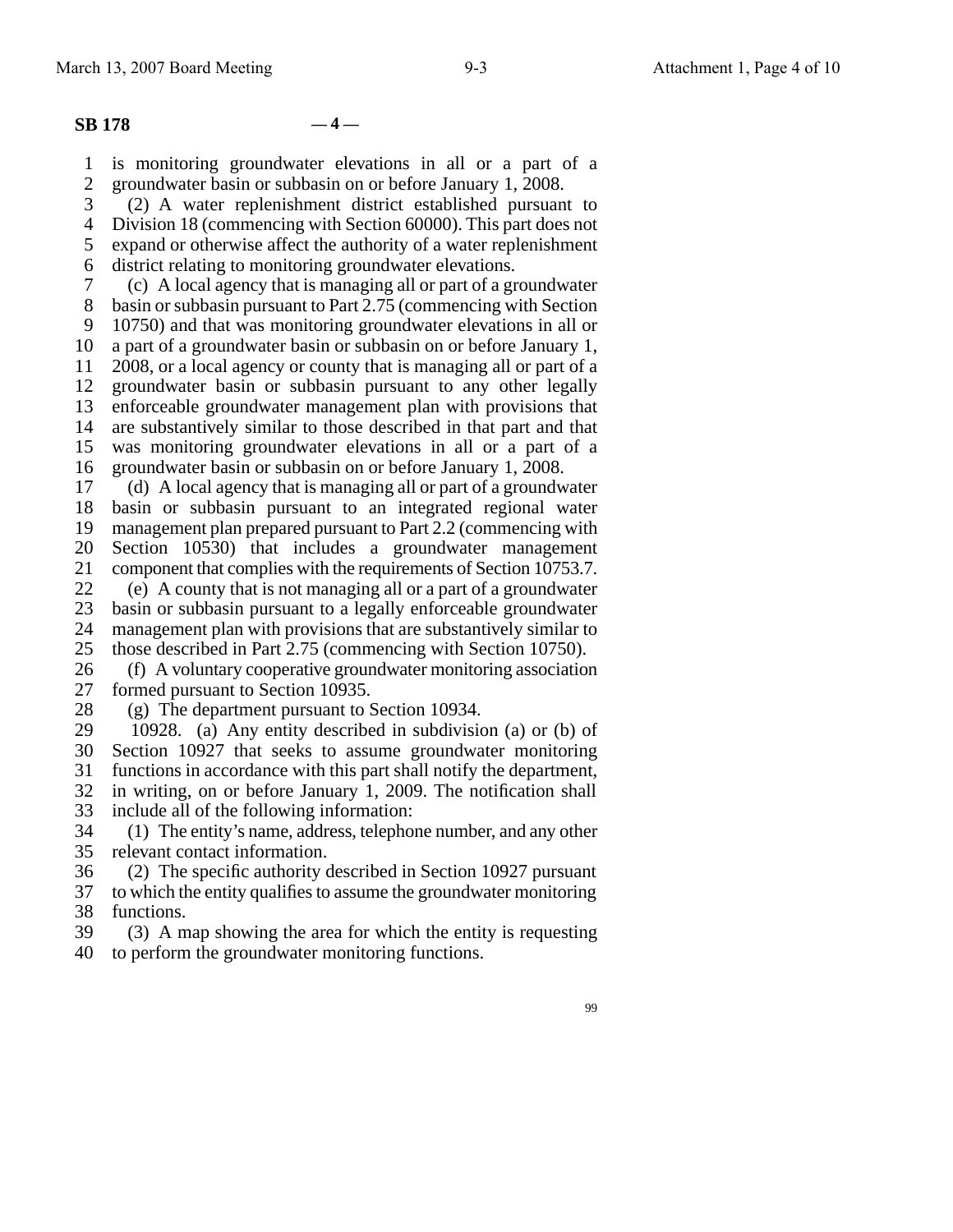is monitoring groundwater elevations in all or a part of a groundwater basin or subbasin on or before January 1, 2008.

(2) A water replenishment district established pursuant to Division 18 (commencing with Section 60000). This part does not expand or otherwise affect the authority of a water replenishment district relating to monitoring groundwater elevations.

(c) A local agency that is managing all or part of a groundwater basin or subbasin pursuant to Part 2.75 (commencing with Section 10750) and that was monitoring groundwater elevations in all or a part of a groundwater basin or subbasin on or before January 1, 2008, or a local agency or county that is managing all or part of a groundwater basin or subbasin pursuant to any other legally enforceable groundwater management plan with provisions that are substantively similar to those described in that part and that was monitoring groundwater elevations in all or a part of a groundwater basin or subbasin on or before January 1, 2008.

(d) A local agency that is managing all or part of a groundwater basin or subbasin pursuant to an integrated regional water management plan prepared pursuant to Part 2.2 (commencing with Section 10530) that includes a groundwater management component that complies with the requirements of Section 10753.7.

(e) A county that is not managing all or a part of a groundwater basin or subbasin pursuant to a legally enforceable groundwater management plan with provisions that are substantively similar to those described in Part 2.75 (commencing with Section 10750).

(f) A voluntary cooperative groundwater monitoring association formed pursuant to Section 10935.

(g) The department pursuant to Section 10934.

10928. (a) Any entity described in subdivision (a) or (b) of Section 10927 that seeks to assume groundwater monitoring functions in accordance with this part shall notify the department, in writing, on or before January 1, 2009. The notification shall include all of the following information:

(1) The entity's name, address, telephone number, and any other relevant contact information.

(2) The specific authority described in Section 10927 pursuant to which the entity qualifies to assume the groundwater monitoring functions.

(3) A map showing the area for which the entity is requesting to perform the groundwater monitoring functions.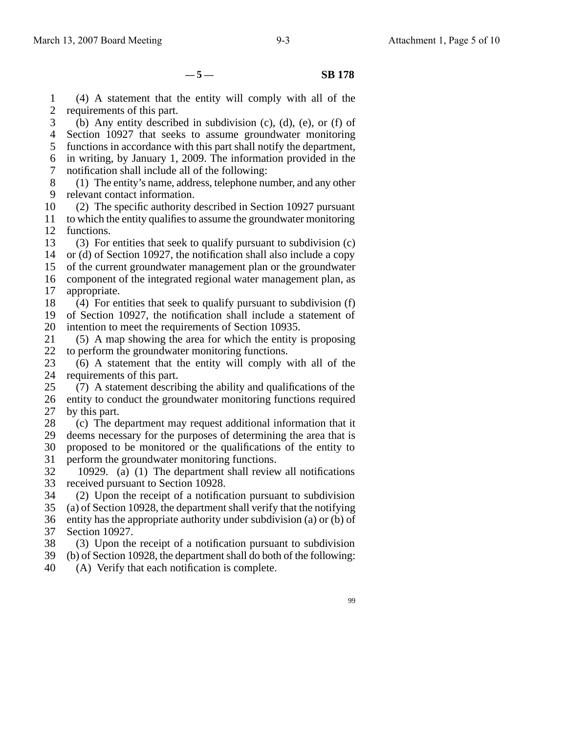(4) A statement that the entity will comply with all of the requirements of this part.

(b) Any entity described in subdivision (c), (d), (e), or (f) of Section 10927 that seeks to assume groundwater monitoring functions in accordance with this part shall notify the department, in writing, by January 1, 2009. The information provided in the notification shall include all of the following:

(1) The entity's name, address, telephone number, and any other relevant contact information.

(2) The specific authority described in Section 10927 pursuant to which the entity qualifies to assume the groundwater monitoring functions.

(3) For entities that seek to qualify pursuant to subdivision (c) or (d) of Section 10927, the notification shall also include a copy of the current groundwater management plan or the groundwater component of the integrated regional water management plan, as appropriate.

(4) For entities that seek to qualify pursuant to subdivision (f) of Section 10927, the notification shall include a statement of intention to meet the requirements of Section 10935.

(5) A map showing the area for which the entity is proposing to perform the groundwater monitoring functions.

(6) A statement that the entity will comply with all of the requirements of this part.

(7) A statement describing the ability and qualifications of the entity to conduct the groundwater monitoring functions required by this part.

(c) The department may request additional information that it deems necessary for the purposes of determining the area that is proposed to be monitored or the qualifications of the entity to perform the groundwater monitoring functions.

10929. (a) (1) The department shall review all notifications received pursuant to Section 10928.

(2) Upon the receipt of a notification pursuant to subdivision (a) of Section 10928, the department shall verify that the notifying entity has the appropriate authority under subdivision (a) or (b) of Section 10927.

(3) Upon the receipt of a notification pursuant to subdivision (b) of Section 10928, the department shall do both of the following:

(A) Verify that each notification is complete.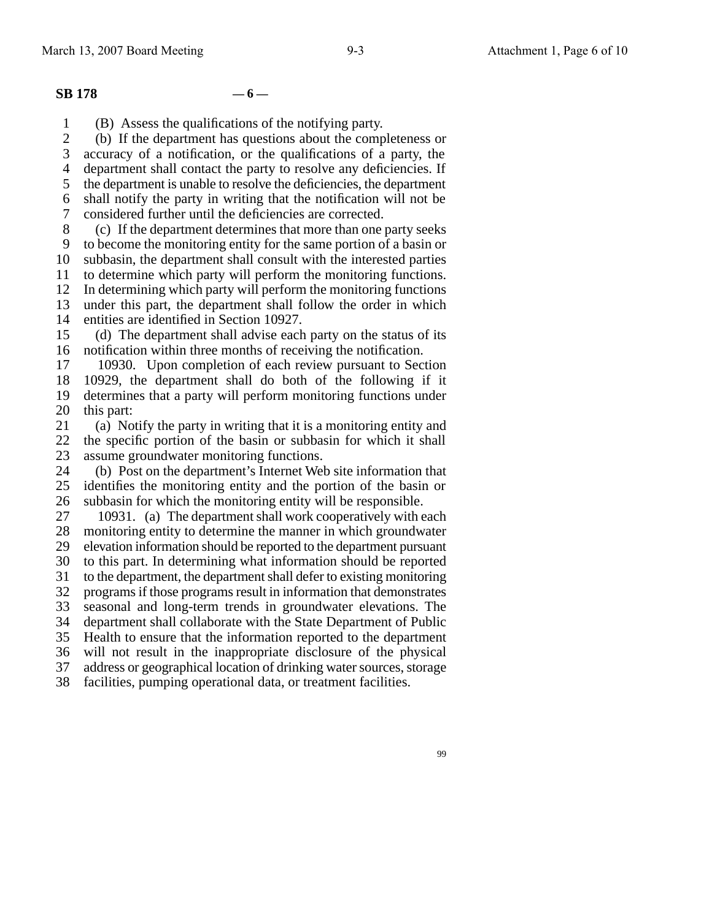(B) Assess the qualifications of the notifying party.

(b) If the department has questions about the completeness or accuracy of a notification, or the qualifications of a party, the department shall contact the party to resolve any deficiencies. If the department is unable to resolve the deficiencies, the department shall notify the party in writing that the notification will not be considered further until the deficiencies are corrected.

(c) If the department determines that more than one party seeks to become the monitoring entity for the same portion of a basin or subbasin, the department shall consult with the interested parties to determine which party will perform the monitoring functions. In determining which party will perform the monitoring functions under this part, the department shall follow the order in which entities are identified in Section 10927.

(d) The department shall advise each party on the status of its notification within three months of receiving the notification.

10930. Upon completion of each review pursuant to Section 10929, the department shall do both of the following if it determines that a party will perform monitoring functions under this part:

(a) Notify the party in writing that it is a monitoring entity and the specific portion of the basin or subbasin for which it shall assume groundwater monitoring functions.

(b) Post on the department's Internet Web site information that identifies the monitoring entity and the portion of the basin or subbasin for which the monitoring entity will be responsible.

10931. (a) The department shall work cooperatively with each monitoring entity to determine the manner in which groundwater elevation information should be reported to the department pursuant to this part. In determining what information should be reported to the department, the department shall defer to existing monitoring programs if those programs result in information that demonstrates seasonal and long-term trends in groundwater elevations. The department shall collaborate with the State Department of Public Health to ensure that the information reported to the department will not result in the inappropriate disclosure of the physical address or geographical location of drinking water sources, storage facilities, pumping operational data, or treatment facilities.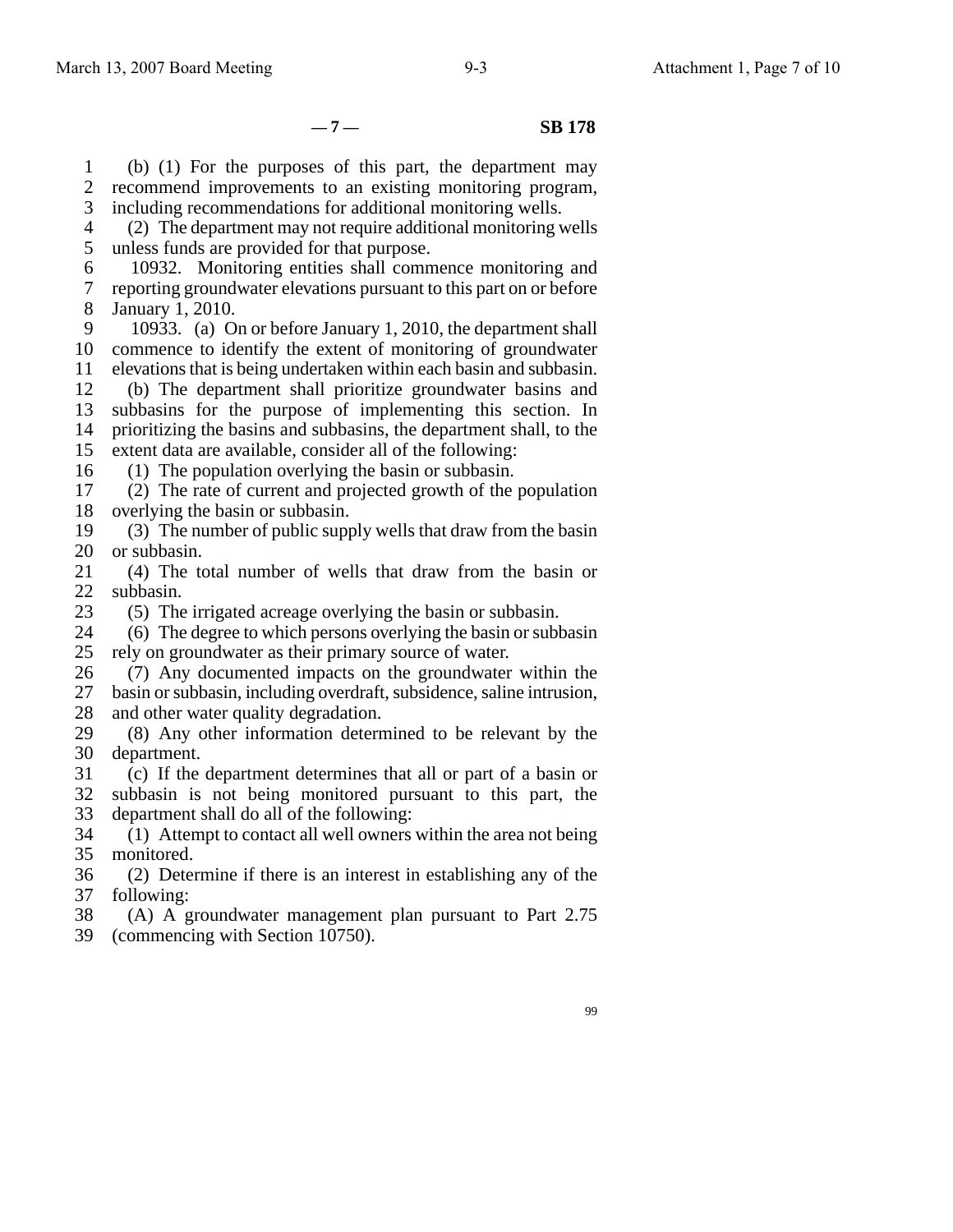(b) (1) For the purposes of this part, the department may recommend improvements to an existing monitoring program, including recommendations for additional monitoring wells.

(2) The department may not require additional monitoring wells unless funds are provided for that purpose.

10932. Monitoring entities shall commence monitoring and reporting groundwater elevations pursuant to this part on or before January 1, 2010.

10933. (a) On or before January 1, 2010, the department shall commence to identify the extent of monitoring of groundwater elevations that is being undertaken within each basin and subbasin.

(b) The department shall prioritize groundwater basins and subbasins for the purpose of implementing this section. In prioritizing the basins and subbasins, the department shall, to the extent data are available, consider all of the following:

(1) The population overlying the basin or subbasin.

(2) The rate of current and projected growth of the population overlying the basin or subbasin.

(3) The number of public supply wells that draw from the basin or subbasin.

(4) The total number of wells that draw from the basin or subbasin.

(5) The irrigated acreage overlying the basin or subbasin.

(6) The degree to which persons overlying the basin or subbasin rely on groundwater as their primary source of water.

(7) Any documented impacts on the groundwater within the basin or subbasin, including overdraft, subsidence, saline intrusion, and other water quality degradation.

(8) Any other information determined to be relevant by the department.

(c) If the department determines that all or part of a basin or subbasin is not being monitored pursuant to this part, the department shall do all of the following:

(1) Attempt to contact all well owners within the area not being monitored.

(2) Determine if there is an interest in establishing any of the following:

(A) A groundwater management plan pursuant to Part 2.75 (commencing with Section 10750).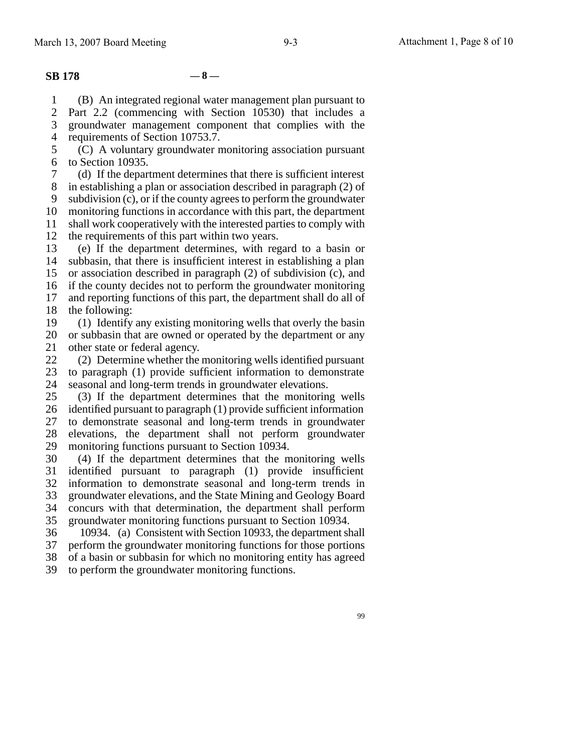(B) An integrated regional water management plan pursuant to Part 2.2 (commencing with Section 10530) that includes a groundwater management component that complies with the requirements of Section 10753.7.

(C) A voluntary groundwater monitoring association pursuant to Section 10935.

(d) If the department determines that there is sufficient interest in establishing a plan or association described in paragraph (2) of subdivision (c), or if the county agrees to perform the groundwater monitoring functions in accordance with this part, the department shall work cooperatively with the interested parties to comply with the requirements of this part within two years.

(e) If the department determines, with regard to a basin or subbasin, that there is insufficient interest in establishing a plan or association described in paragraph (2) of subdivision (c), and if the county decides not to perform the groundwater monitoring and reporting functions of this part, the department shall do all of the following:

(1) Identify any existing monitoring wells that overly the basin or subbasin that are owned or operated by the department or any other state or federal agency.

(2) Determine whether the monitoring wells identified pursuant to paragraph (1) provide sufficient information to demonstrate seasonal and long-term trends in groundwater elevations.

(3) If the department determines that the monitoring wells identified pursuant to paragraph (1) provide sufficient information to demonstrate seasonal and long-term trends in groundwater elevations, the department shall not perform groundwater monitoring functions pursuant to Section 10934.

(4) If the department determines that the monitoring wells identified pursuant to paragraph (1) provide insufficient information to demonstrate seasonal and long-term trends in groundwater elevations, and the State Mining and Geology Board concurs with that determination, the department shall perform groundwater monitoring functions pursuant to Section 10934.

10934. (a) Consistent with Section 10933, the department shall perform the groundwater monitoring functions for those portions of a basin or subbasin for which no monitoring entity has agreed to perform the groundwater monitoring functions.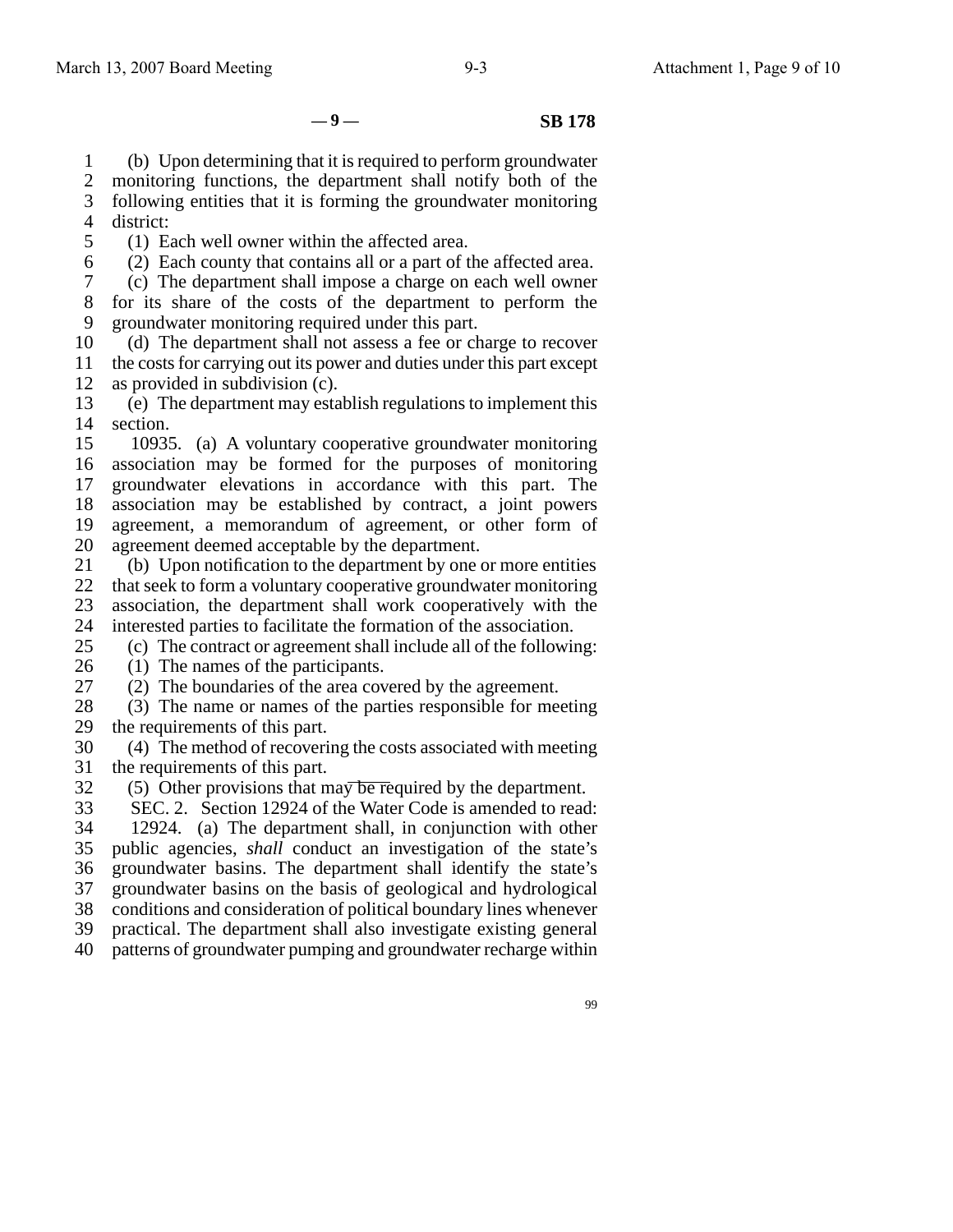(b) Upon determining that it is required to perform groundwater monitoring functions, the department shall notify both of the following entities that it is forming the groundwater monitoring district:

(1) Each well owner within the affected area.

(2) Each county that contains all or a part of the affected area.

(c) The department shall impose a charge on each well owner for its share of the costs of the department to perform the groundwater monitoring required under this part.

(d) The department shall not assess a fee or charge to recover the costs for carrying out its power and duties under this part except as provided in subdivision (c).

(e) The department may establish regulations to implement this section.

10935. (a) A voluntary cooperative groundwater monitoring association may be formed for the purposes of monitoring groundwater elevations in accordance with this part. The association may be established by contract, a joint powers agreement, a memorandum of agreement, or other form of agreement deemed acceptable by the department.

(b) Upon notification to the department by one or more entities that seek to form a voluntary cooperative groundwater monitoring association, the department shall work cooperatively with the interested parties to facilitate the formation of the association.

(c) The contract or agreement shall include all of the following:

(1) The names of the participants.

(2) The boundaries of the area covered by the agreement.

(3) The name or names of the parties responsible for meeting the requirements of this part.

(4) The method of recovering the costs associated with meeting the requirements of this part.

(5) Other provisions that may be required by the department.

SEC. 2. Section 12924 of the Water Code is amended to read:

12924. (a) The department shall, in conjunction with other public agencies, *shall* conduct an investigation of the state's groundwater basins. The department shall identify the state's groundwater basins on the basis of geological and hydrological conditions and consideration of political boundary lines whenever practical. The department shall also investigate existing general patterns of groundwater pumping and groundwater recharge within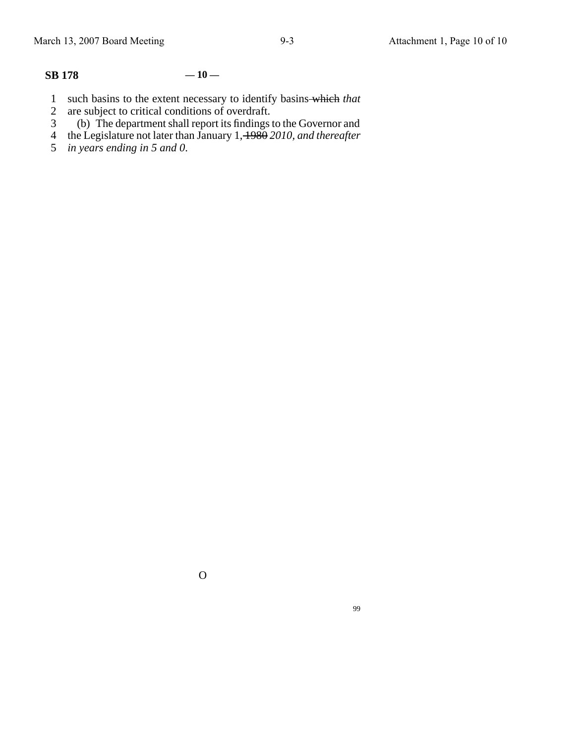such basins to the extent necessary to identify basins ~~which~~ *that* are subject to critical conditions of overdraft.

(b) The department shall report its findings to the Governor and the Legislature not later than January 1, ~~1980~~ *2010, and thereafter in years ending in 5 and 0.*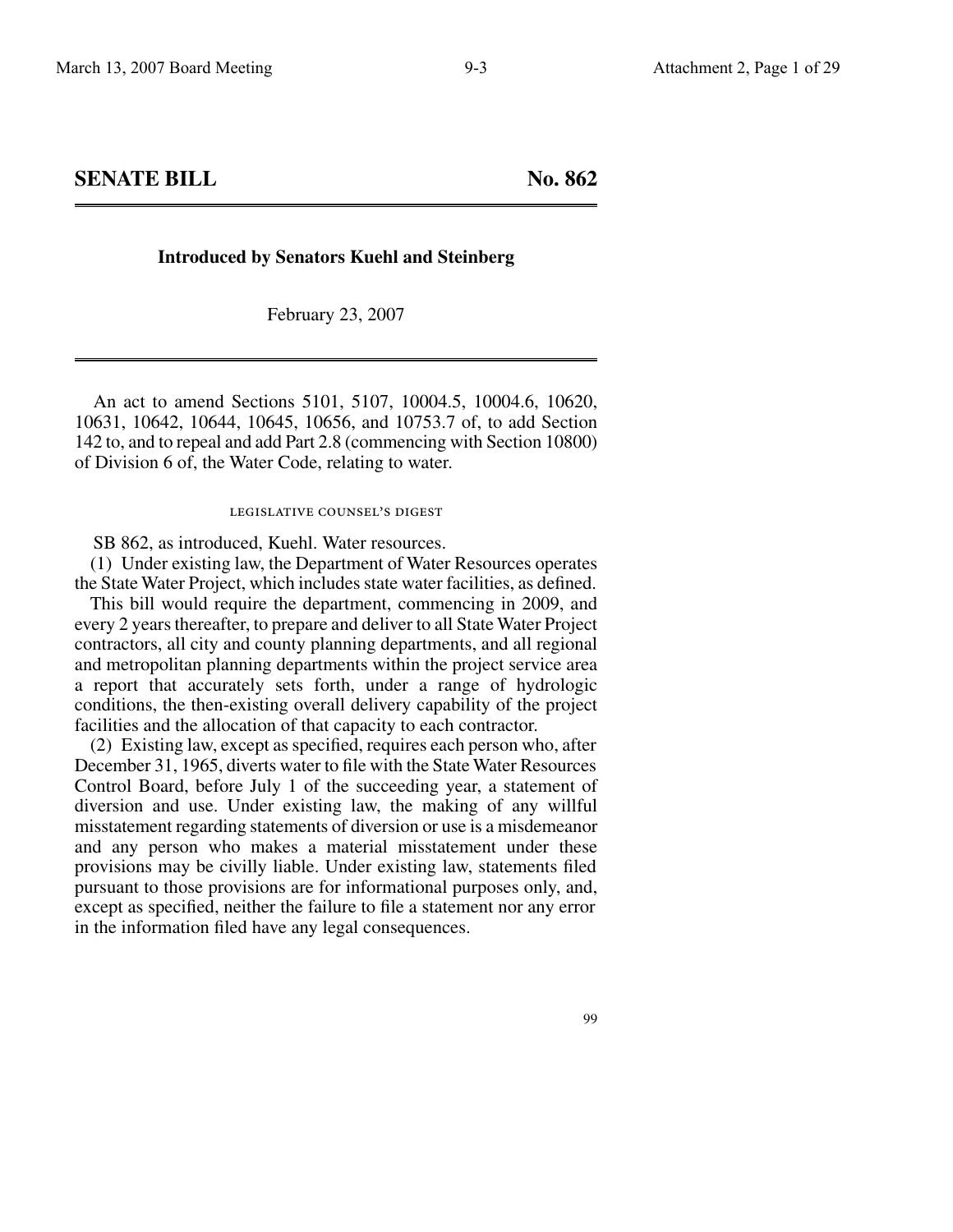## SENATE BILL No. 862

**Introduced by Senators Kuehl and Steinberg**

February 23, 2007

An act to amend Sections 5101, 5107, 10004.5, 10004.6, 10620, 10631, 10642, 10644, 10645, 10656, and 10753.7 of, to add Section 142 to, and to repeal and add Part 2.8 (commencing with Section 10800) of Division 6 of, the Water Code, relating to water.

### LEGISLATIVE COUNSEL'S DIGEST

SB 862, as introduced, Kuehl. Water resources.

(1) Under existing law, the Department of Water Resources operates the State Water Project, which includes state water facilities, as defined.

This bill would require the department, commencing in 2009, and every 2 years thereafter, to prepare and deliver to all State Water Project contractors, all city and county planning departments, and all regional and metropolitan planning departments within the project service area a report that accurately sets forth, under a range of hydrologic conditions, the then-existing overall delivery capability of the project facilities and the allocation of that capacity to each contractor.

(2) Existing law, except as specified, requires each person who, after December 31, 1965, diverts water to file with the State Water Resources Control Board, before July 1 of the succeeding year, a statement of diversion and use. Under existing law, the making of any willful misstatement regarding statements of diversion or use is a misdemeanor and any person who makes a material misstatement under these provisions may be civilly liable. Under existing law, statements filed pursuant to those provisions are for informational purposes only, and, except as specified, neither the failure to file a statement nor any error in the information filed have any legal consequences.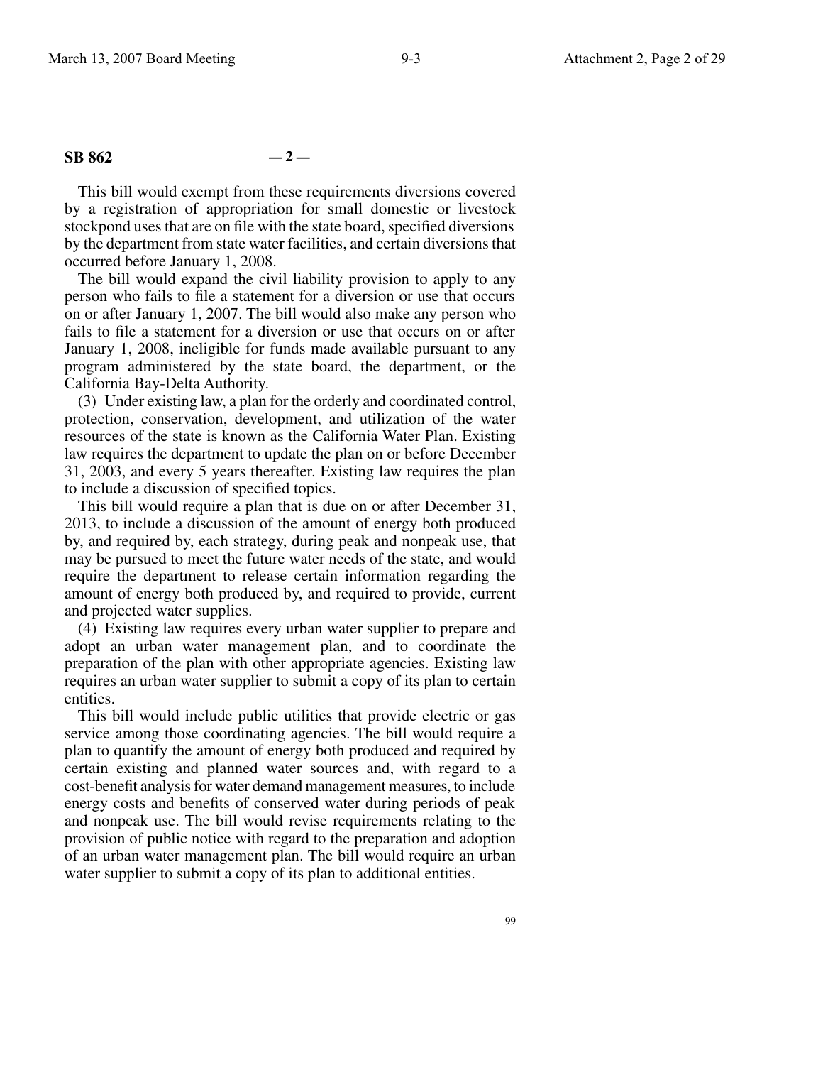This bill would exempt from these requirements diversions covered by a registration of appropriation for small domestic or livestock stockpond uses that are on file with the state board, specified diversions by the department from state water facilities, and certain diversions that occurred before January 1, 2008.

The bill would expand the civil liability provision to apply to any person who fails to file a statement for a diversion or use that occurs on or after January 1, 2007. The bill would also make any person who fails to file a statement for a diversion or use that occurs on or after January 1, 2008, ineligible for funds made available pursuant to any program administered by the state board, the department, or the California Bay-Delta Authority.

(3) Under existing law, a plan for the orderly and coordinated control, protection, conservation, development, and utilization of the water resources of the state is known as the California Water Plan. Existing law requires the department to update the plan on or before December 31, 2003, and every 5 years thereafter. Existing law requires the plan to include a discussion of specified topics.

This bill would require a plan that is due on or after December 31, 2013, to include a discussion of the amount of energy both produced by, and required by, each strategy, during peak and nonpeak use, that may be pursued to meet the future water needs of the state, and would require the department to release certain information regarding the amount of energy both produced by, and required to provide, current and projected water supplies.

(4) Existing law requires every urban water supplier to prepare and adopt an urban water management plan, and to coordinate the preparation of the plan with other appropriate agencies. Existing law requires an urban water supplier to submit a copy of its plan to certain entities.

This bill would include public utilities that provide electric or gas service among those coordinating agencies. The bill would require a plan to quantify the amount of energy both produced and required by certain existing and planned water sources and, with regard to a cost-benefit analysis for water demand management measures, to include energy costs and benefits of conserved water during periods of peak and nonpeak use. The bill would revise requirements relating to the provision of public notice with regard to the preparation and adoption of an urban water management plan. The bill would require an urban water supplier to submit a copy of its plan to additional entities.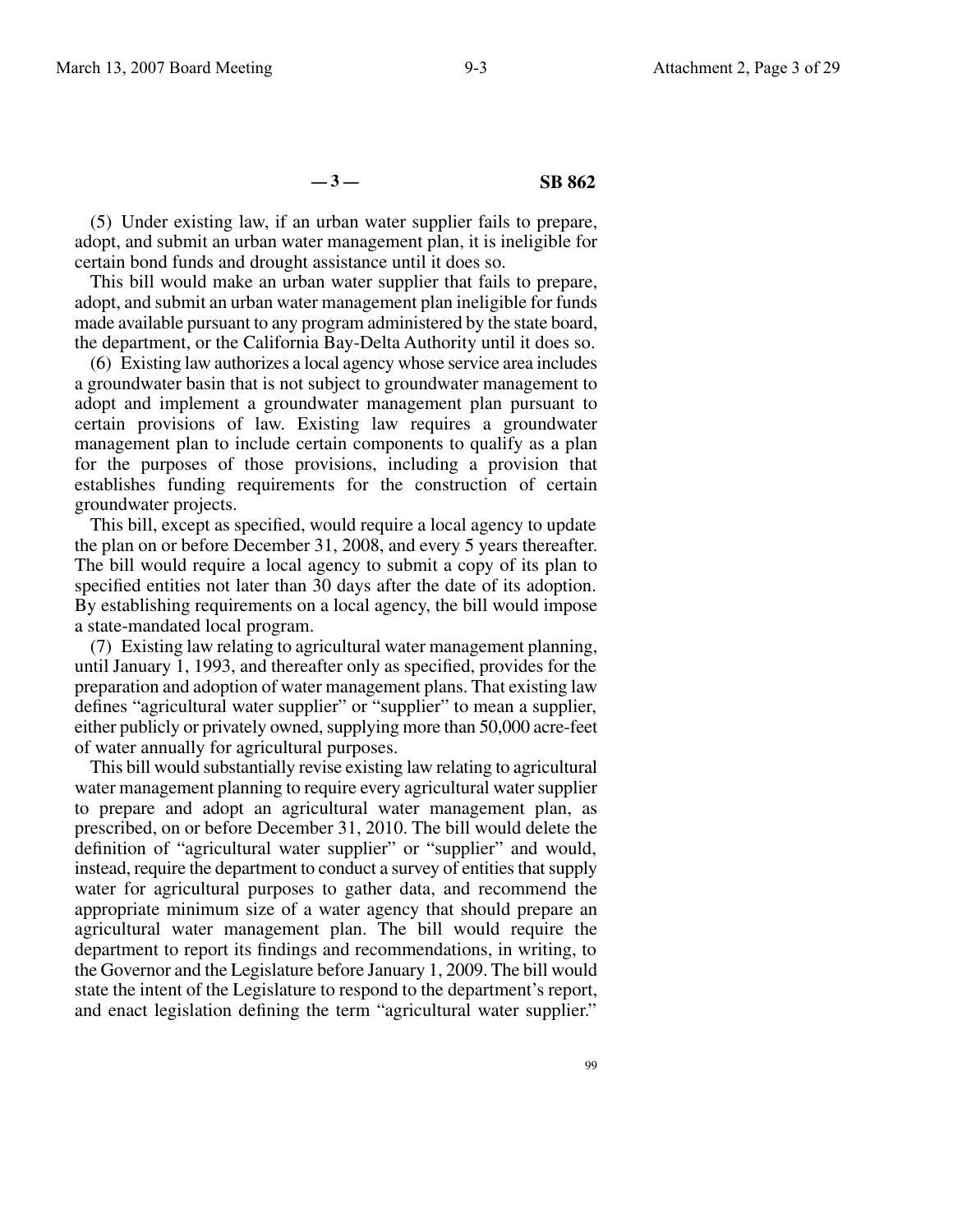(5) Under existing law, if an urban water supplier fails to prepare, adopt, and submit an urban water management plan, it is ineligible for certain bond funds and drought assistance until it does so.

This bill would make an urban water supplier that fails to prepare, adopt, and submit an urban water management plan ineligible for funds made available pursuant to any program administered by the state board, the department, or the California Bay-Delta Authority until it does so.

(6) Existing law authorizes a local agency whose service area includes a groundwater basin that is not subject to groundwater management to adopt and implement a groundwater management plan pursuant to certain provisions of law. Existing law requires a groundwater management plan to include certain components to qualify as a plan for the purposes of those provisions, including a provision that establishes funding requirements for the construction of certain groundwater projects.

This bill, except as specified, would require a local agency to update the plan on or before December 31, 2008, and every 5 years thereafter. The bill would require a local agency to submit a copy of its plan to specified entities not later than 30 days after the date of its adoption. By establishing requirements on a local agency, the bill would impose a state-mandated local program.

(7) Existing law relating to agricultural water management planning, until January 1, 1993, and thereafter only as specified, provides for the preparation and adoption of water management plans. That existing law defines "agricultural water supplier" or "supplier" to mean a supplier, either publicly or privately owned, supplying more than 50,000 acre-feet of water annually for agricultural purposes.

This bill would substantially revise existing law relating to agricultural water management planning to require every agricultural water supplier to prepare and adopt an agricultural water management plan, as prescribed, on or before December 31, 2010. The bill would delete the definition of "agricultural water supplier" or "supplier" and would, instead, require the department to conduct a survey of entities that supply water for agricultural purposes to gather data, and recommend the appropriate minimum size of a water agency that should prepare an agricultural water management plan. The bill would require the department to report its findings and recommendations, in writing, to the Governor and the Legislature before January 1, 2009. The bill would state the intent of the Legislature to respond to the department's report, and enact legislation defining the term "agricultural water supplier."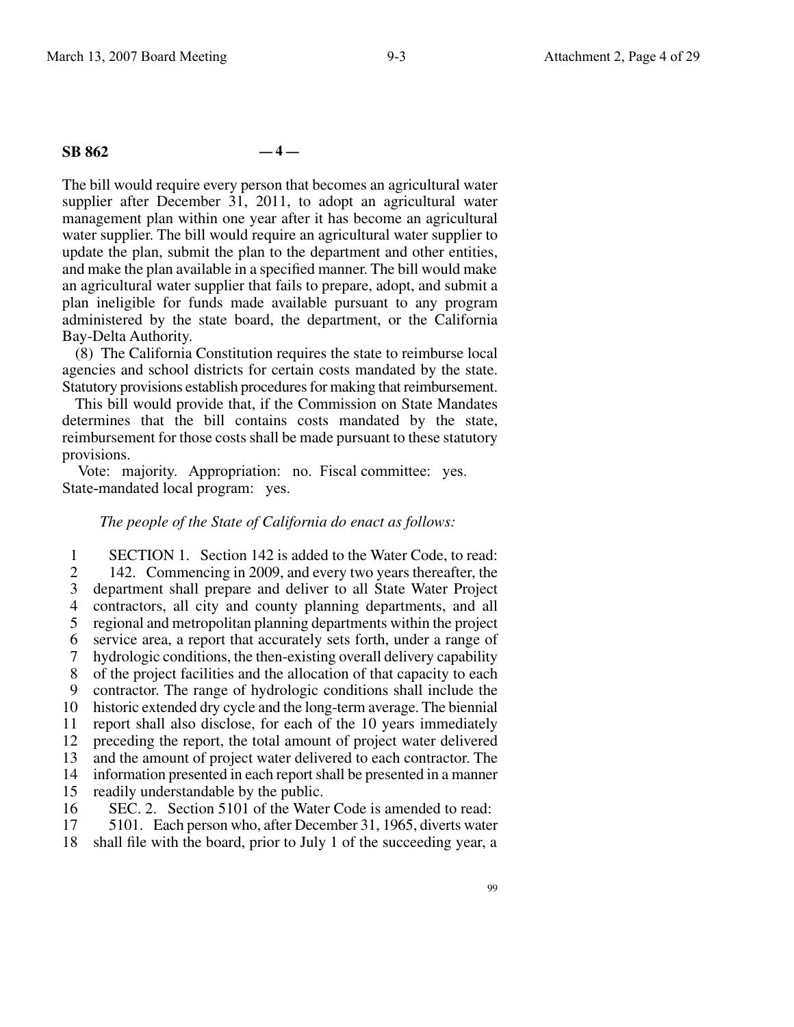The bill would require every person that becomes an agricultural water supplier after December 31, 2011, to adopt an agricultural water management plan within one year after it has become an agricultural water supplier. The bill would require an agricultural water supplier to update the plan, submit the plan to the department and other entities, and make the plan available in a specified manner. The bill would make an agricultural water supplier that fails to prepare, adopt, and submit a plan ineligible for funds made available pursuant to any program administered by the state board, the department, or the California Bay-Delta Authority.

(8) The California Constitution requires the state to reimburse local agencies and school districts for certain costs mandated by the state. Statutory provisions establish procedures for making that reimbursement.

This bill would provide that, if the Commission on State Mandates determines that the bill contains costs mandated by the state, reimbursement for those costs shall be made pursuant to these statutory provisions.

Vote: majority. Appropriation: no. Fiscal committee: yes. State-mandated local program: yes.

*The people of the State of California do enact as follows:*

SECTION 1. Section 142 is added to the Water Code, to read:

142. Commencing in 2009, and every two years thereafter, the department shall prepare and deliver to all State Water Project contractors, all city and county planning departments, and all regional and metropolitan planning departments within the project service area, a report that accurately sets forth, under a range of hydrologic conditions, the then-existing overall delivery capability of the project facilities and the allocation of that capacity to each contractor. The range of hydrologic conditions shall include the historic extended dry cycle and the long-term average. The biennial report shall also disclose, for each of the 10 years immediately preceding the report, the total amount of project water delivered and the amount of project water delivered to each contractor. The information presented in each report shall be presented in a manner readily understandable by the public.

SEC. 2. Section 5101 of the Water Code is amended to read:

5101. Each person who, after December 31, 1965, diverts water shall file with the board, prior to July 1 of the succeeding year, a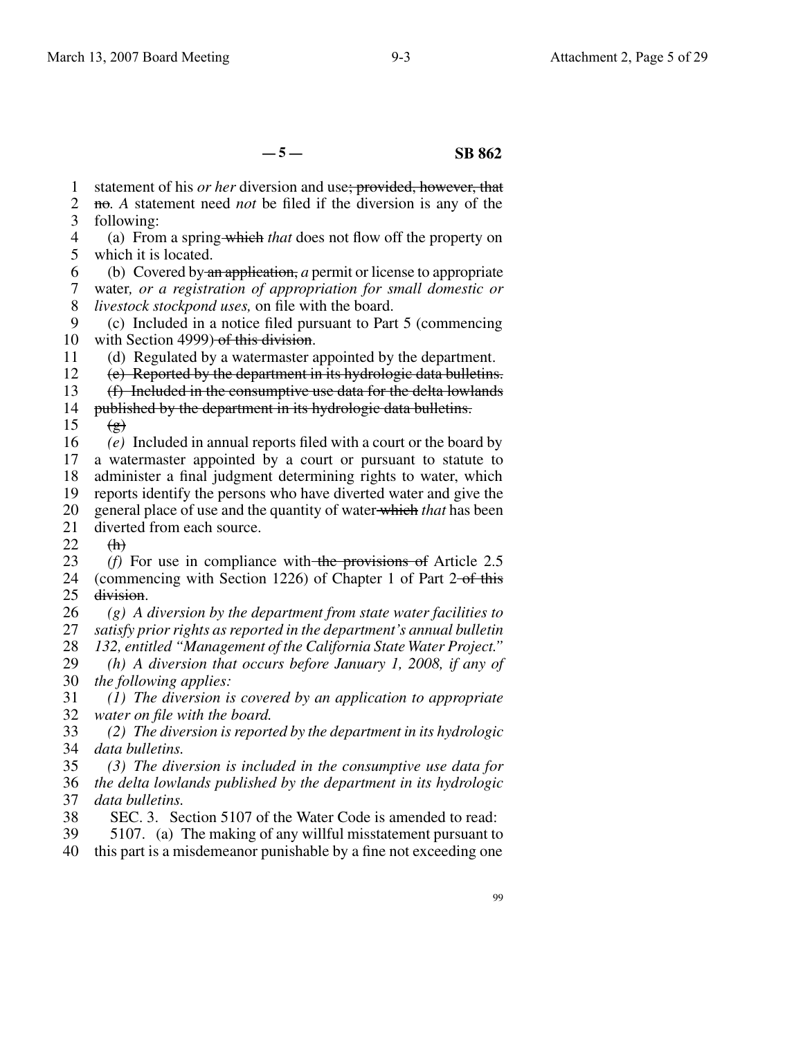statement of his *or her* diversion and use~~; provided, however, that no~~. *A* statement need *not* be filed if the diversion is any of the following:

(a) From a spring ~~which~~ *that* does not flow off the property on which it is located.

(b) Covered by ~~an application,~~ *a* permit or license to appropriate water*, or a registration of appropriation for small domestic or livestock stockpond uses,* on file with the board.

(c) Included in a notice filed pursuant to Part 5 (commencing with Section 4999) ~~of this division~~.

(d) Regulated by a watermaster appointed by the department.

~~(e) Reported by the department in its hydrologic data bulletins.~~

~~(f) Included in the consumptive use data for the delta lowlands published by the department in its hydrologic data bulletins.~~

~~(g)~~

*(e)* Included in annual reports filed with a court or the board by a watermaster appointed by a court or pursuant to statute to administer a final judgment determining rights to water, which reports identify the persons who have diverted water and give the general place of use and the quantity of water ~~which~~ *that* has been diverted from each source.

~~(h)~~

*(f)* For use in compliance with ~~the provisions of~~ Article 2.5 (commencing with Section 1226) of Chapter 1 of Part 2 ~~of this division~~.

*(g) A diversion by the department from state water facilities to satisfy prior rights as reported in the department's annual bulletin 132, entitled "Management of the California State Water Project."*

*(h) A diversion that occurs before January 1, 2008, if any of the following applies:*

*(1) The diversion is covered by an application to appropriate water on file with the board.*

*(2) The diversion is reported by the department in its hydrologic data bulletins.*

*(3) The diversion is included in the consumptive use data for the delta lowlands published by the department in its hydrologic data bulletins.*

SEC. 3. Section 5107 of the Water Code is amended to read:

5107. (a) The making of any willful misstatement pursuant to this part is a misdemeanor punishable by a fine not exceeding one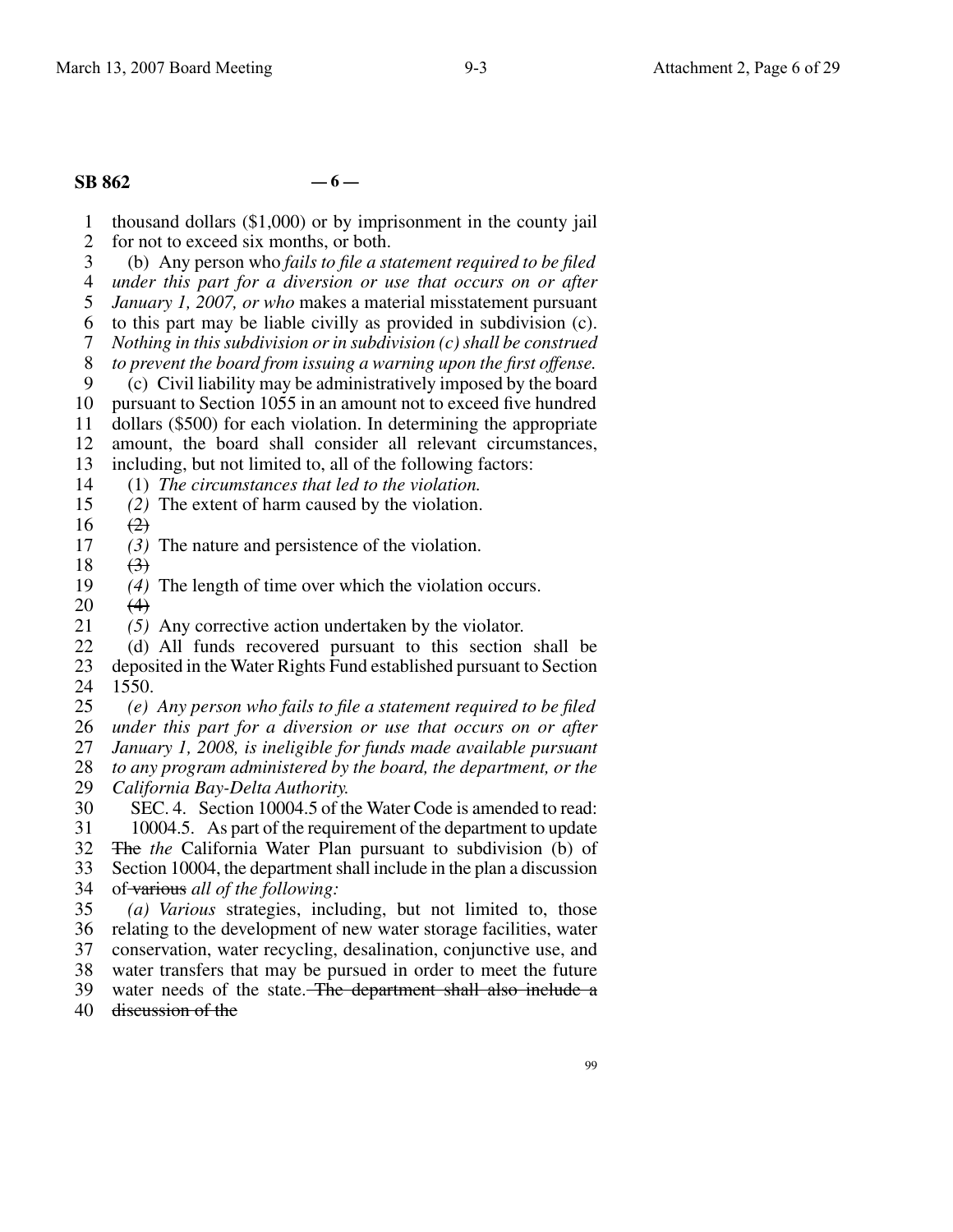**SB 862 — 6 —**

thousand dollars ($1,000) or by imprisonment in the county jail for not to exceed six months, or both.

(b) Any person who *fails to file a statement required to be filed under this part for a diversion or use that occurs on or after January 1, 2007, or who* makes a material misstatement pursuant to this part may be liable civilly as provided in subdivision (c). *Nothing in this subdivision or in subdivision (c) shall be construed to prevent the board from issuing a warning upon the first offense.*

(c) Civil liability may be administratively imposed by the board pursuant to Section 1055 in an amount not to exceed five hundred dollars ($500) for each violation. In determining the appropriate amount, the board shall consider all relevant circumstances, including, but not limited to, all of the following factors:

(1) *The circumstances that led to the violation.*

*(2)* The extent of harm caused by the violation.

~~(2)~~

*(3)* The nature and persistence of the violation.

~~(3)~~

*(4)* The length of time over which the violation occurs.

~~(4)~~

*(5)* Any corrective action undertaken by the violator.

(d) All funds recovered pursuant to this section shall be deposited in the Water Rights Fund established pursuant to Section 1550.

*(e) Any person who fails to file a statement required to be filed under this part for a diversion or use that occurs on or after January 1, 2008, is ineligible for funds made available pursuant to any program administered by the board, the department, or the California Bay-Delta Authority.*

SEC. 4. Section 10004.5 of the Water Code is amended to read:

10004.5. As part of the requirement of the department to update ~~The~~ *the* California Water Plan pursuant to subdivision (b) of Section 10004, the department shall include in the plan a discussion of ~~various~~ *all of the following:*

*(a) Various* strategies, including, but not limited to, those relating to the development of new water storage facilities, water conservation, water recycling, desalination, conjunctive use, and water transfers that may be pursued in order to meet the future water needs of the state. ~~The department shall also include a discussion of the~~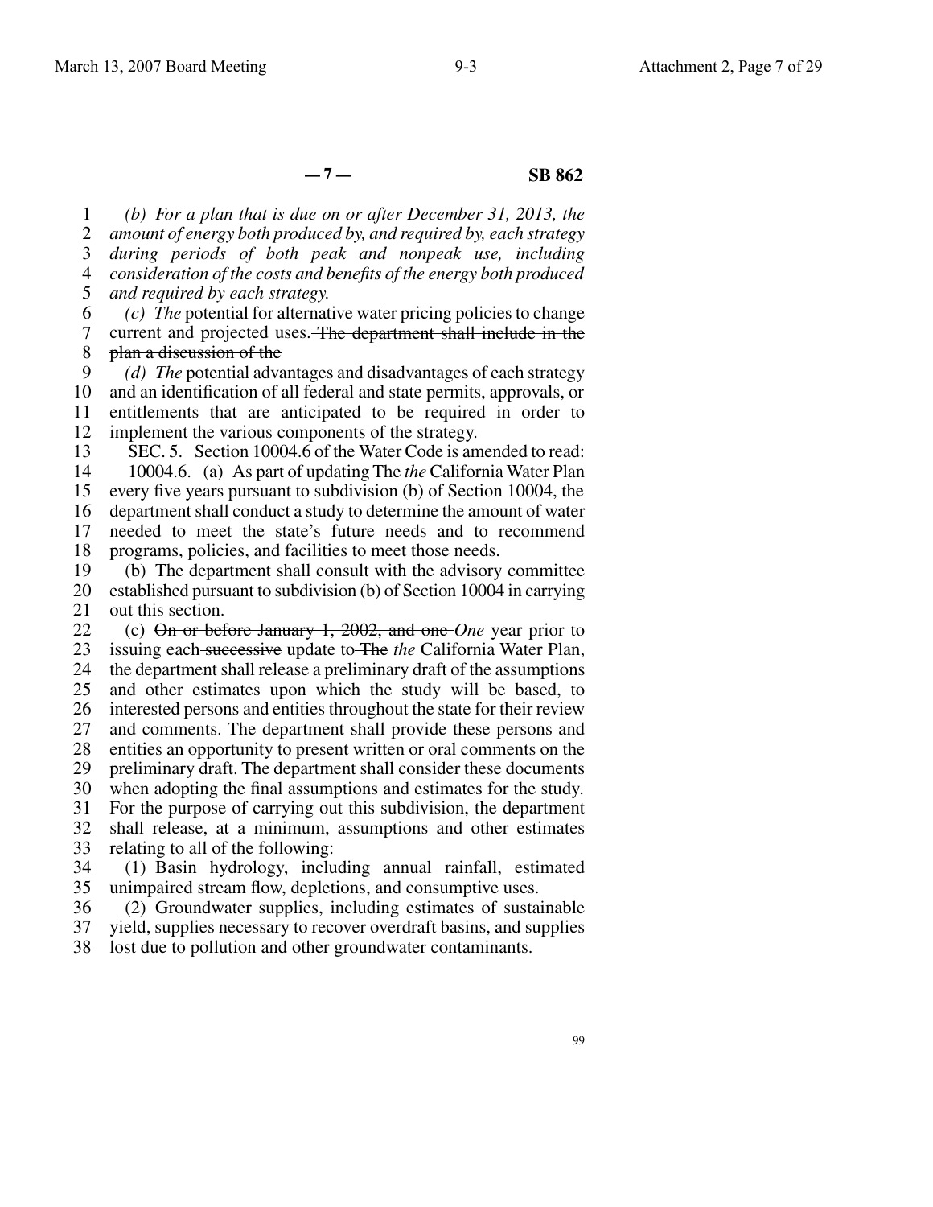(b) *For a plan that is due on or after December 31, 2013, the amount of energy both produced by, and required by, each strategy during periods of both peak and nonpeak use, including consideration of the costs and benefits of the energy both produced and required by each strategy.*

*(c) The* potential for alternative water pricing policies to change current and projected uses. ~~The department shall include in the plan a discussion of the~~

*(d) The* potential advantages and disadvantages of each strategy and an identification of all federal and state permits, approvals, or entitlements that are anticipated to be required in order to implement the various components of the strategy.

SEC. 5. Section 10004.6 of the Water Code is amended to read:

10004.6. (a) As part of updating ~~The~~ *the* California Water Plan every five years pursuant to subdivision (b) of Section 10004, the department shall conduct a study to determine the amount of water needed to meet the state's future needs and to recommend programs, policies, and facilities to meet those needs.

(b) The department shall consult with the advisory committee established pursuant to subdivision (b) of Section 10004 in carrying out this section.

(c) ~~On or before January 1, 2002, and one~~ *One* year prior to issuing each ~~successive~~ update to ~~The~~ *the* California Water Plan, the department shall release a preliminary draft of the assumptions and other estimates upon which the study will be based, to interested persons and entities throughout the state for their review and comments. The department shall provide these persons and entities an opportunity to present written or oral comments on the preliminary draft. The department shall consider these documents when adopting the final assumptions and estimates for the study. For the purpose of carrying out this subdivision, the department shall release, at a minimum, assumptions and other estimates relating to all of the following:

(1) Basin hydrology, including annual rainfall, estimated unimpaired stream flow, depletions, and consumptive uses.

(2) Groundwater supplies, including estimates of sustainable yield, supplies necessary to recover overdraft basins, and supplies lost due to pollution and other groundwater contaminants.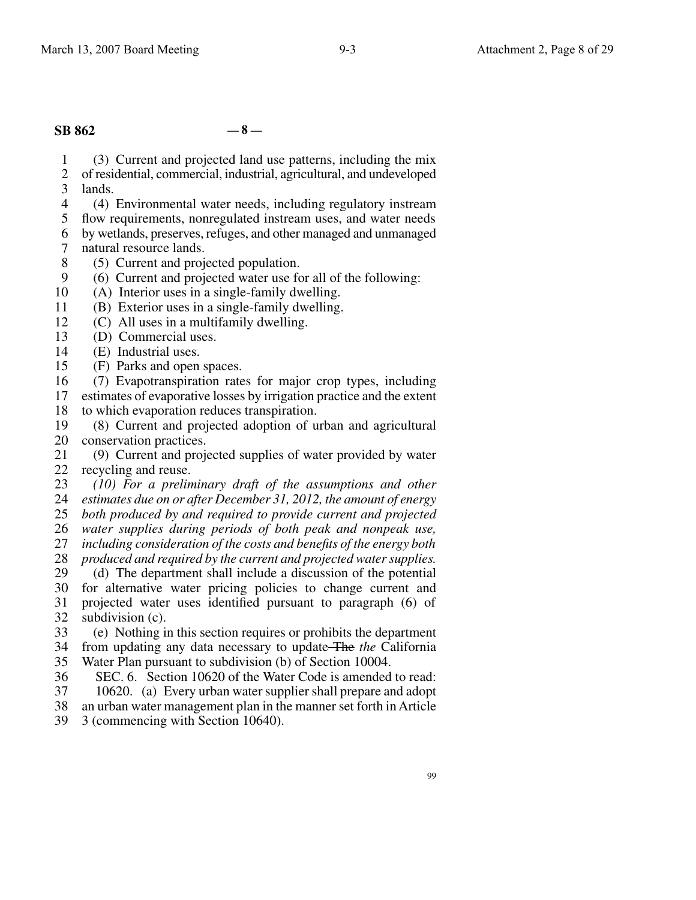(3) Current and projected land use patterns, including the mix of residential, commercial, industrial, agricultural, and undeveloped lands.

(4) Environmental water needs, including regulatory instream flow requirements, nonregulated instream uses, and water needs by wetlands, preserves, refuges, and other managed and unmanaged natural resource lands.

(5) Current and projected population.

(6) Current and projected water use for all of the following:

(A) Interior uses in a single-family dwelling.

(B) Exterior uses in a single-family dwelling.

(C) All uses in a multifamily dwelling.

(D) Commercial uses.

(E) Industrial uses.

(F) Parks and open spaces.

(7) Evapotranspiration rates for major crop types, including estimates of evaporative losses by irrigation practice and the extent to which evaporation reduces transpiration.

(8) Current and projected adoption of urban and agricultural conservation practices.

(9) Current and projected supplies of water provided by water recycling and reuse.

*(10) For a preliminary draft of the assumptions and other estimates due on or after December 31, 2012, the amount of energy both produced by and required to provide current and projected water supplies during periods of both peak and nonpeak use, including consideration of the costs and benefits of the energy both produced and required by the current and projected water supplies.*

(d) The department shall include a discussion of the potential for alternative water pricing policies to change current and projected water uses identified pursuant to paragraph (6) of subdivision (c).

(e) Nothing in this section requires or prohibits the department from updating any data necessary to update ~~The~~ *the* California Water Plan pursuant to subdivision (b) of Section 10004.

SEC. 6. Section 10620 of the Water Code is amended to read:

10620. (a) Every urban water supplier shall prepare and adopt an urban water management plan in the manner set forth in Article 3 (commencing with Section 10640).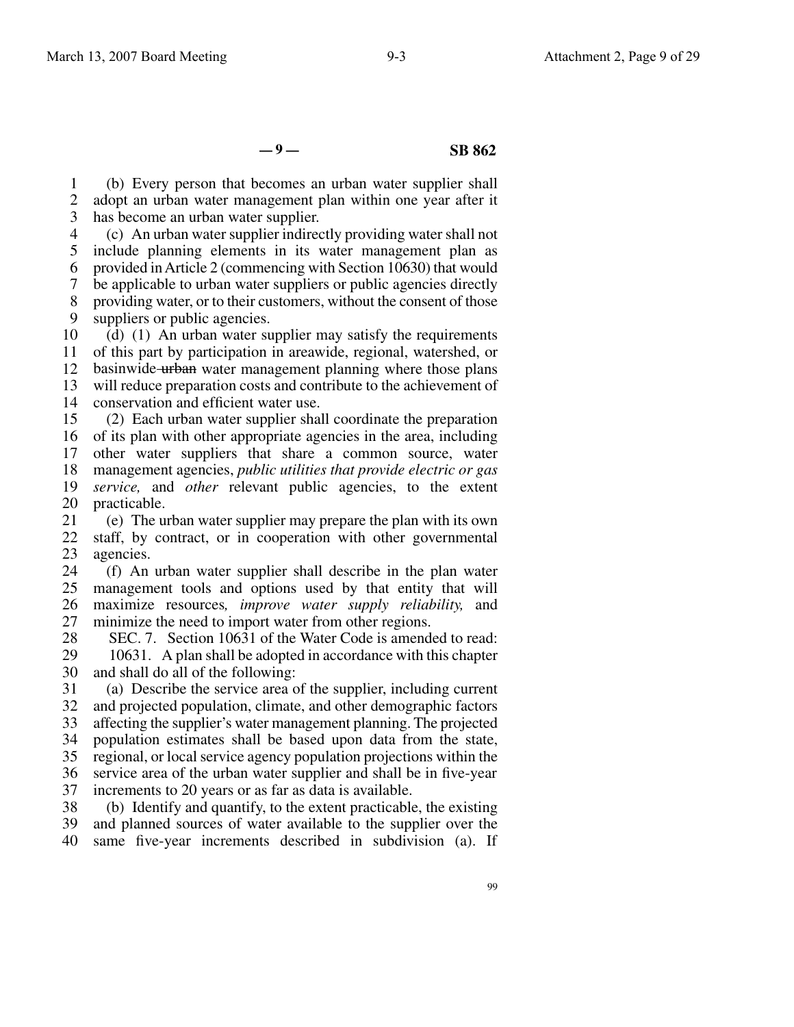(b) Every person that becomes an urban water supplier shall adopt an urban water management plan within one year after it has become an urban water supplier.

(c) An urban water supplier indirectly providing water shall not include planning elements in its water management plan as provided in Article 2 (commencing with Section 10630) that would be applicable to urban water suppliers or public agencies directly providing water, or to their customers, without the consent of those suppliers or public agencies.

(d) (1) An urban water supplier may satisfy the requirements of this part by participation in areawide, regional, watershed, or basinwide ~~urban~~ water management planning where those plans will reduce preparation costs and contribute to the achievement of conservation and efficient water use.

(2) Each urban water supplier shall coordinate the preparation of its plan with other appropriate agencies in the area, including other water suppliers that share a common source, water management agencies, *public utilities that provide electric or gas service,* and *other* relevant public agencies, to the extent practicable.

(e) The urban water supplier may prepare the plan with its own staff, by contract, or in cooperation with other governmental agencies.

(f) An urban water supplier shall describe in the plan water management tools and options used by that entity that will maximize resources*, improve water supply reliability,* and minimize the need to import water from other regions.

SEC. 7. Section 10631 of the Water Code is amended to read:

10631. A plan shall be adopted in accordance with this chapter and shall do all of the following:

(a) Describe the service area of the supplier, including current and projected population, climate, and other demographic factors affecting the supplier's water management planning. The projected population estimates shall be based upon data from the state, regional, or local service agency population projections within the service area of the urban water supplier and shall be in five-year increments to 20 years or as far as data is available.

(b) Identify and quantify, to the extent practicable, the existing and planned sources of water available to the supplier over the same five-year increments described in subdivision (a). If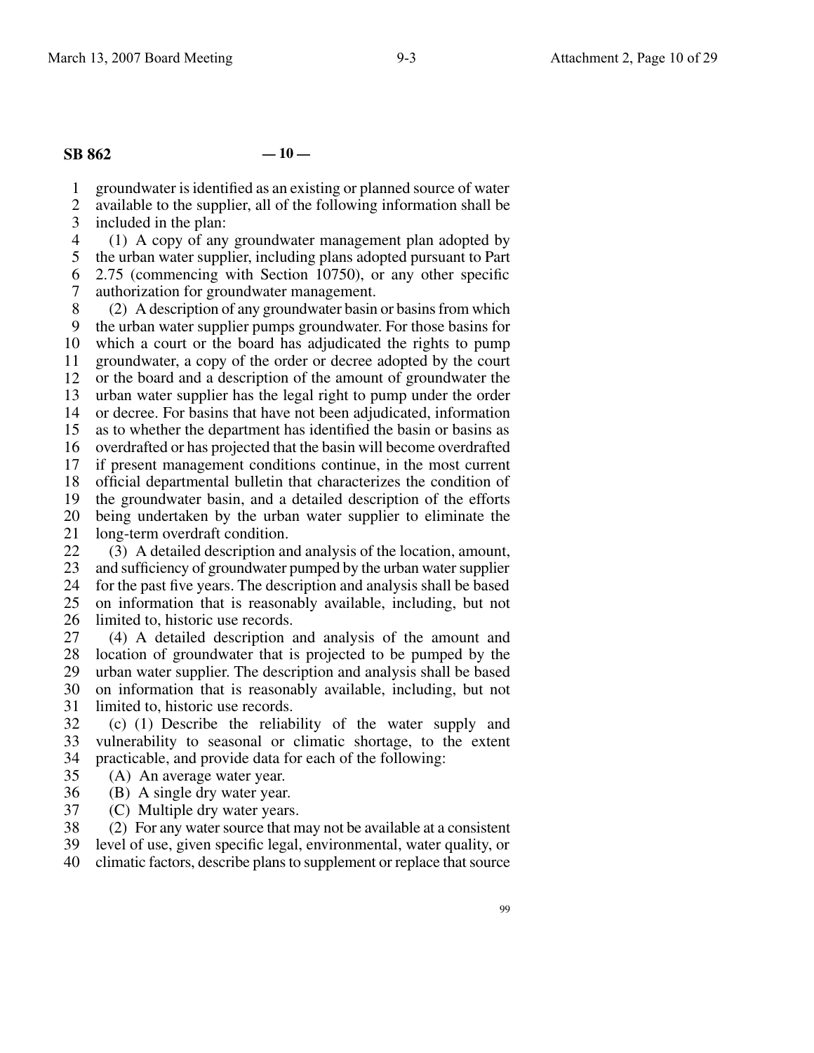groundwater is identified as an existing or planned source of water available to the supplier, all of the following information shall be included in the plan:

(1) A copy of any groundwater management plan adopted by the urban water supplier, including plans adopted pursuant to Part 2.75 (commencing with Section 10750), or any other specific authorization for groundwater management.

(2) A description of any groundwater basin or basins from which the urban water supplier pumps groundwater. For those basins for which a court or the board has adjudicated the rights to pump groundwater, a copy of the order or decree adopted by the court or the board and a description of the amount of groundwater the urban water supplier has the legal right to pump under the order or decree. For basins that have not been adjudicated, information as to whether the department has identified the basin or basins as overdrafted or has projected that the basin will become overdrafted if present management conditions continue, in the most current official departmental bulletin that characterizes the condition of the groundwater basin, and a detailed description of the efforts being undertaken by the urban water supplier to eliminate the long-term overdraft condition.

(3) A detailed description and analysis of the location, amount, and sufficiency of groundwater pumped by the urban water supplier for the past five years. The description and analysis shall be based on information that is reasonably available, including, but not limited to, historic use records.

(4) A detailed description and analysis of the amount and location of groundwater that is projected to be pumped by the urban water supplier. The description and analysis shall be based on information that is reasonably available, including, but not limited to, historic use records.

(c) (1) Describe the reliability of the water supply and vulnerability to seasonal or climatic shortage, to the extent practicable, and provide data for each of the following:

(A) An average water year.

(B) A single dry water year.

(C) Multiple dry water years.

(2) For any water source that may not be available at a consistent level of use, given specific legal, environmental, water quality, or climatic factors, describe plans to supplement or replace that source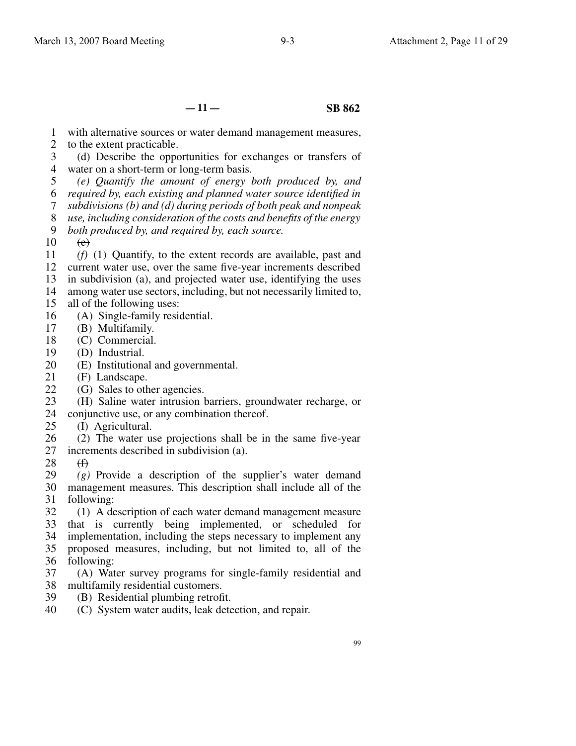with alternative sources or water demand management measures, to the extent practicable.

(d) Describe the opportunities for exchanges or transfers of water on a short-term or long-term basis.

*(e) Quantify the amount of energy both produced by, and required by, each existing and planned water source identified in subdivisions (b) and (d) during periods of both peak and nonpeak use, including consideration of the costs and benefits of the energy both produced by, and required by, each source.*

~~(e)~~

*(f)* (1) Quantify, to the extent records are available, past and current water use, over the same five-year increments described in subdivision (a), and projected water use, identifying the uses among water use sectors, including, but not necessarily limited to, all of the following uses:

(A) Single-family residential.

(B) Multifamily.

(C) Commercial.

(D) Industrial.

(E) Institutional and governmental.

(F) Landscape.

(G) Sales to other agencies.

(H) Saline water intrusion barriers, groundwater recharge, or conjunctive use, or any combination thereof.

(I) Agricultural.

(2) The water use projections shall be in the same five-year increments described in subdivision (a).

~~(f)~~

*(g)* Provide a description of the supplier's water demand management measures. This description shall include all of the following:

(1) A description of each water demand management measure that is currently being implemented, or scheduled for implementation, including the steps necessary to implement any proposed measures, including, but not limited to, all of the following:

(A) Water survey programs for single-family residential and multifamily residential customers.

(B) Residential plumbing retrofit.

(C) System water audits, leak detection, and repair.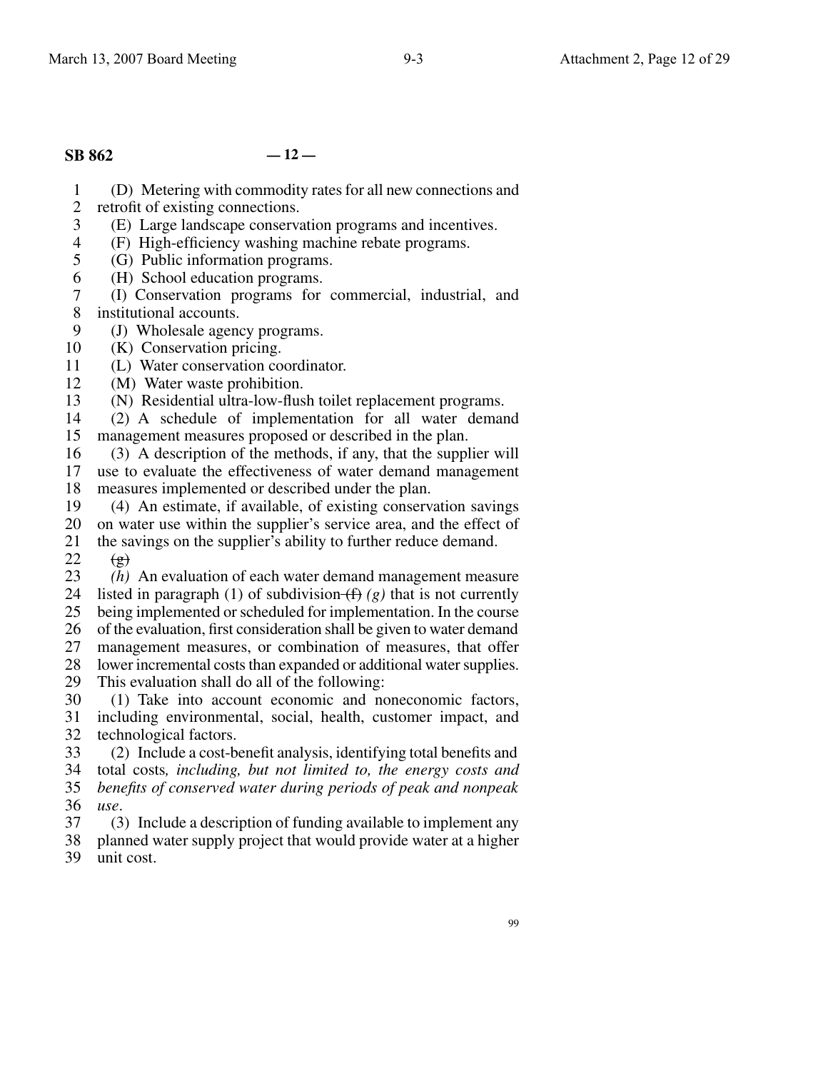**SB 862 — 12 —**

(D) Metering with commodity rates for all new connections and retrofit of existing connections.

(E) Large landscape conservation programs and incentives.

(F) High-efficiency washing machine rebate programs.

(G) Public information programs.

(H) School education programs.

(I) Conservation programs for commercial, industrial, and institutional accounts.

(J) Wholesale agency programs.

(K) Conservation pricing.

(L) Water conservation coordinator.

(M) Water waste prohibition.

(N) Residential ultra-low-flush toilet replacement programs.

(2) A schedule of implementation for all water demand management measures proposed or described in the plan.

(3) A description of the methods, if any, that the supplier will use to evaluate the effectiveness of water demand management measures implemented or described under the plan.

(4) An estimate, if available, of existing conservation savings on water use within the supplier's service area, and the effect of the savings on the supplier's ability to further reduce demand.

~~(g)~~

*(h)* An evaluation of each water demand management measure listed in paragraph (1) of subdivision ~~(f)~~ *(g)* that is not currently being implemented or scheduled for implementation. In the course of the evaluation, first consideration shall be given to water demand management measures, or combination of measures, that offer lower incremental costs than expanded or additional water supplies. This evaluation shall do all of the following:

(1) Take into account economic and noneconomic factors, including environmental, social, health, customer impact, and technological factors.

(2) Include a cost-benefit analysis, identifying total benefits and total costs*, including, but not limited to, the energy costs and benefits of conserved water during periods of peak and nonpeak use*.

(3) Include a description of funding available to implement any planned water supply project that would provide water at a higher unit cost.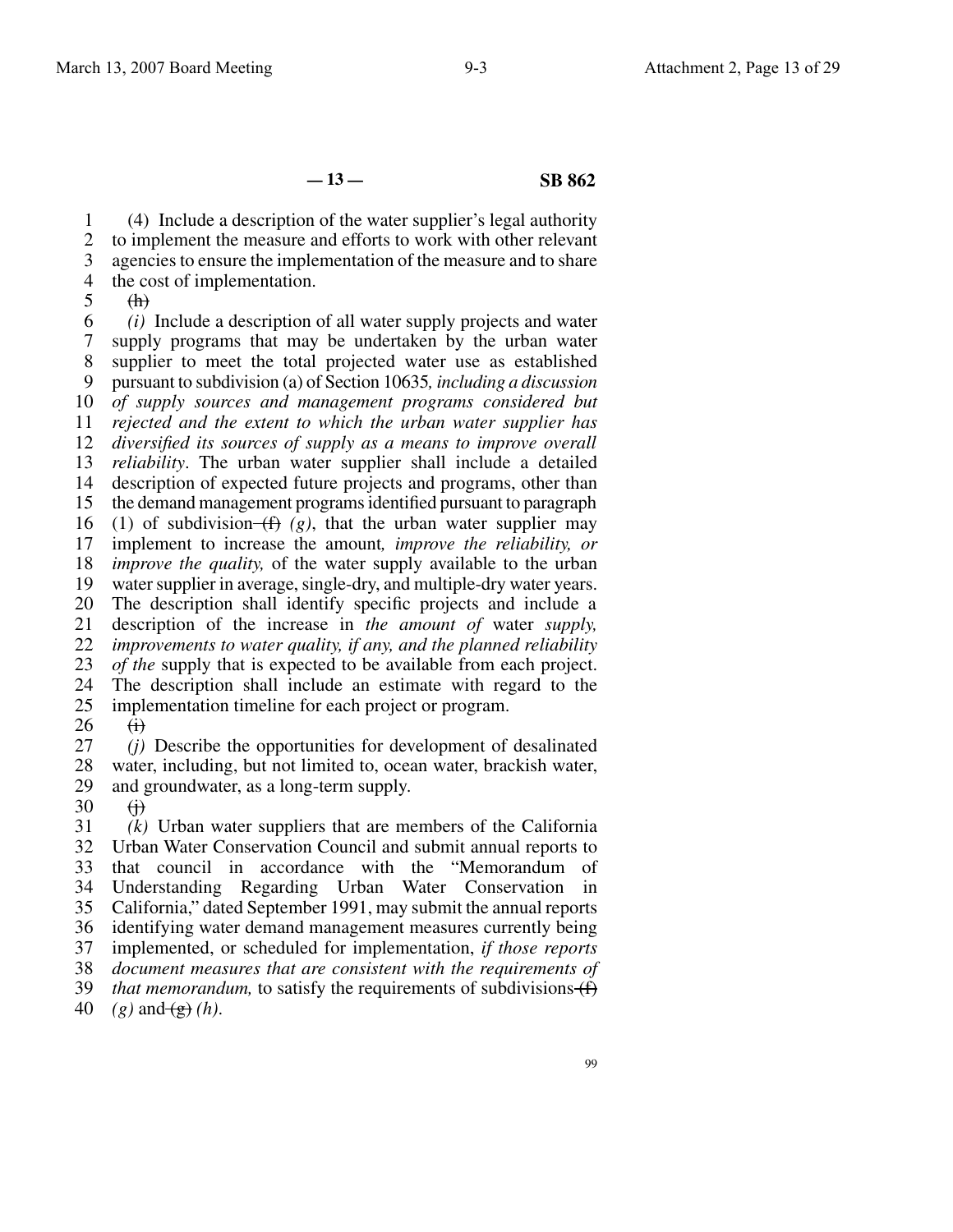(4) Include a description of the water supplier's legal authority to implement the measure and efforts to work with other relevant agencies to ensure the implementation of the measure and to share the cost of implementation.

~~(h)~~

*(i)* Include a description of all water supply projects and water supply programs that may be undertaken by the urban water supplier to meet the total projected water use as established pursuant to subdivision (a) of Section 10635*, including a discussion of supply sources and management programs considered but rejected and the extent to which the urban water supplier has diversified its sources of supply as a means to improve overall reliability*. The urban water supplier shall include a detailed description of expected future projects and programs, other than the demand management programs identified pursuant to paragraph (1) of subdivision ~~(f)~~ *(g)*, that the urban water supplier may implement to increase the amount*, improve the reliability, or improve the quality,* of the water supply available to the urban water supplier in average, single-dry, and multiple-dry water years. The description shall identify specific projects and include a description of the increase in *the amount of* water *supply, improvements to water quality, if any, and the planned reliability of the* supply that is expected to be available from each project. The description shall include an estimate with regard to the implementation timeline for each project or program.

~~(i)~~

*(j)* Describe the opportunities for development of desalinated water, including, but not limited to, ocean water, brackish water, and groundwater, as a long-term supply.

~~(j)~~

*(k)* Urban water suppliers that are members of the California Urban Water Conservation Council and submit annual reports to that council in accordance with the "Memorandum of Understanding Regarding Urban Water Conservation in California," dated September 1991, may submit the annual reports identifying water demand management measures currently being implemented, or scheduled for implementation, *if those reports document measures that are consistent with the requirements of that memorandum,* to satisfy the requirements of subdivisions ~~(f)~~ *(g)* and ~~(g)~~ *(h)*.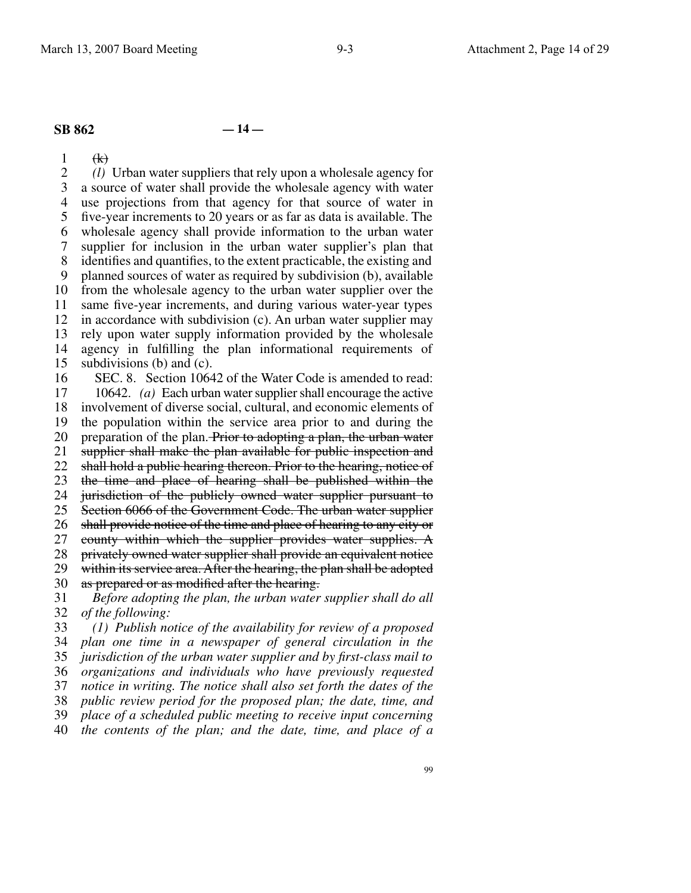**SB 862** — 14 —

~~(k)~~

*(l)* Urban water suppliers that rely upon a wholesale agency for a source of water shall provide the wholesale agency with water use projections from that agency for that source of water in five-year increments to 20 years or as far as data is available. The wholesale agency shall provide information to the urban water supplier for inclusion in the urban water supplier's plan that identifies and quantifies, to the extent practicable, the existing and planned sources of water as required by subdivision (b), available from the wholesale agency to the urban water supplier over the same five-year increments, and during various water-year types in accordance with subdivision (c). An urban water supplier may rely upon water supply information provided by the wholesale agency in fulfilling the plan informational requirements of subdivisions (b) and (c).

SEC. 8. Section 10642 of the Water Code is amended to read:

10642. *(a)* Each urban water supplier shall encourage the active involvement of diverse social, cultural, and economic elements of the population within the service area prior to and during the preparation of the plan. ~~Prior to adopting a plan, the urban water supplier shall make the plan available for public inspection and shall hold a public hearing thereon. Prior to the hearing, notice of the time and place of hearing shall be published within the jurisdiction of the publicly owned water supplier pursuant to Section 6066 of the Government Code. The urban water supplier shall provide notice of the time and place of hearing to any city or county within which the supplier provides water supplies. A privately owned water supplier shall provide an equivalent notice within its service area. After the hearing, the plan shall be adopted as prepared or as modified after the hearing.~~

*Before adopting the plan, the urban water supplier shall do all of the following:*

*(1) Publish notice of the availability for review of a proposed plan one time in a newspaper of general circulation in the jurisdiction of the urban water supplier and by first-class mail to organizations and individuals who have previously requested notice in writing. The notice shall also set forth the dates of the public review period for the proposed plan; the date, time, and place of a scheduled public meeting to receive input concerning the contents of the plan; and the date, time, and place of a*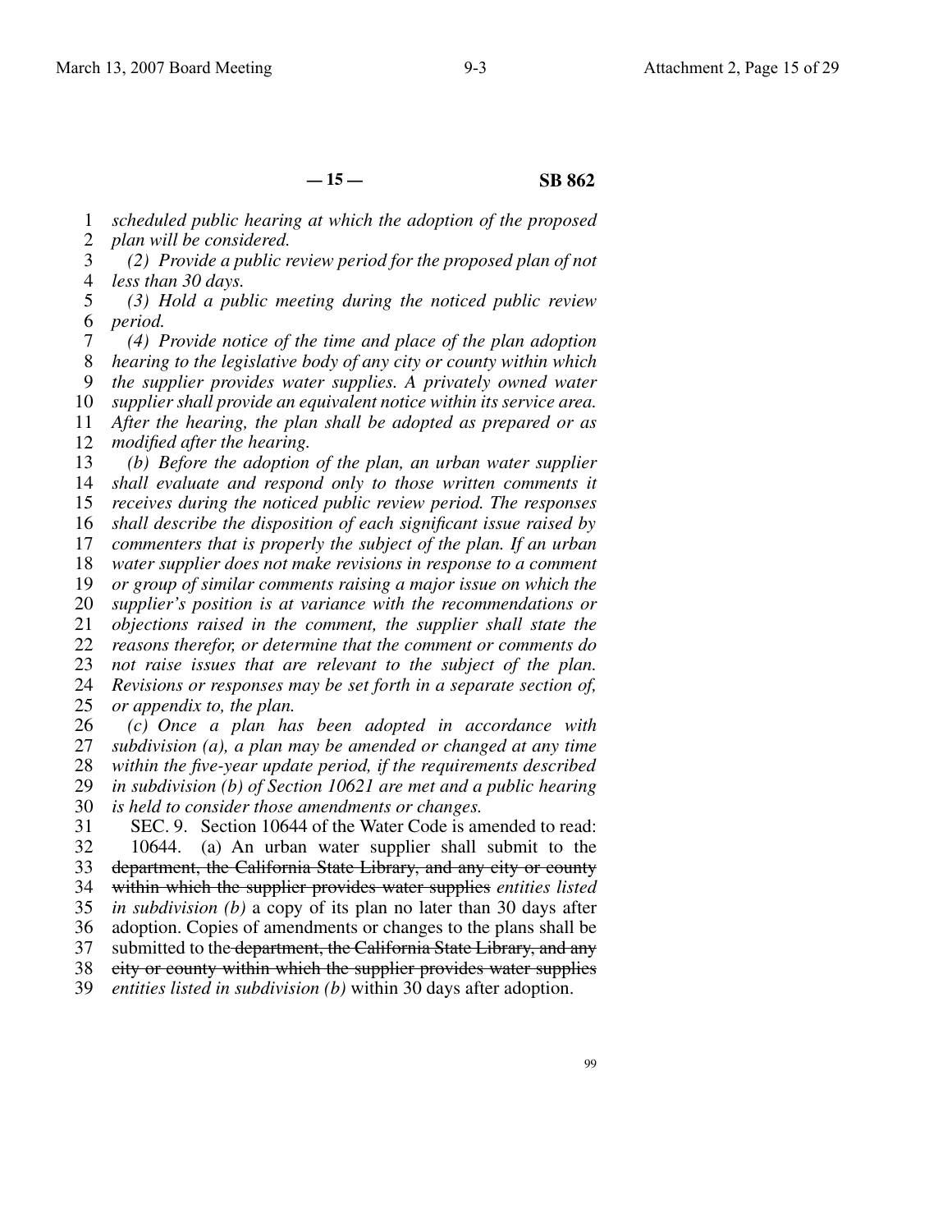*scheduled public hearing at which the adoption of the proposed plan will be considered.*

*(2) Provide a public review period for the proposed plan of not less than 30 days.*

*(3) Hold a public meeting during the noticed public review period.*

*(4) Provide notice of the time and place of the plan adoption hearing to the legislative body of any city or county within which the supplier provides water supplies. A privately owned water supplier shall provide an equivalent notice within its service area. After the hearing, the plan shall be adopted as prepared or as modified after the hearing.*

*(b) Before the adoption of the plan, an urban water supplier shall evaluate and respond only to those written comments it receives during the noticed public review period. The responses shall describe the disposition of each significant issue raised by commenters that is properly the subject of the plan. If an urban water supplier does not make revisions in response to a comment or group of similar comments raising a major issue on which the supplier's position is at variance with the recommendations or objections raised in the comment, the supplier shall state the reasons therefor, or determine that the comment or comments do not raise issues that are relevant to the subject of the plan. Revisions or responses may be set forth in a separate section of, or appendix to, the plan.*

*(c) Once a plan has been adopted in accordance with subdivision (a), a plan may be amended or changed at any time within the five-year update period, if the requirements described in subdivision (b) of Section 10621 are met and a public hearing is held to consider those amendments or changes.*

SEC. 9. Section 10644 of the Water Code is amended to read:

10644. (a) An urban water supplier shall submit to the ~~department, the California State Library, and any city or county within which the supplier provides water supplies~~ *entities listed in subdivision (b)* a copy of its plan no later than 30 days after adoption. Copies of amendments or changes to the plans shall be submitted to the ~~department, the California State Library, and any city or county within which the supplier provides water supplies~~ *entities listed in subdivision (b)* within 30 days after adoption.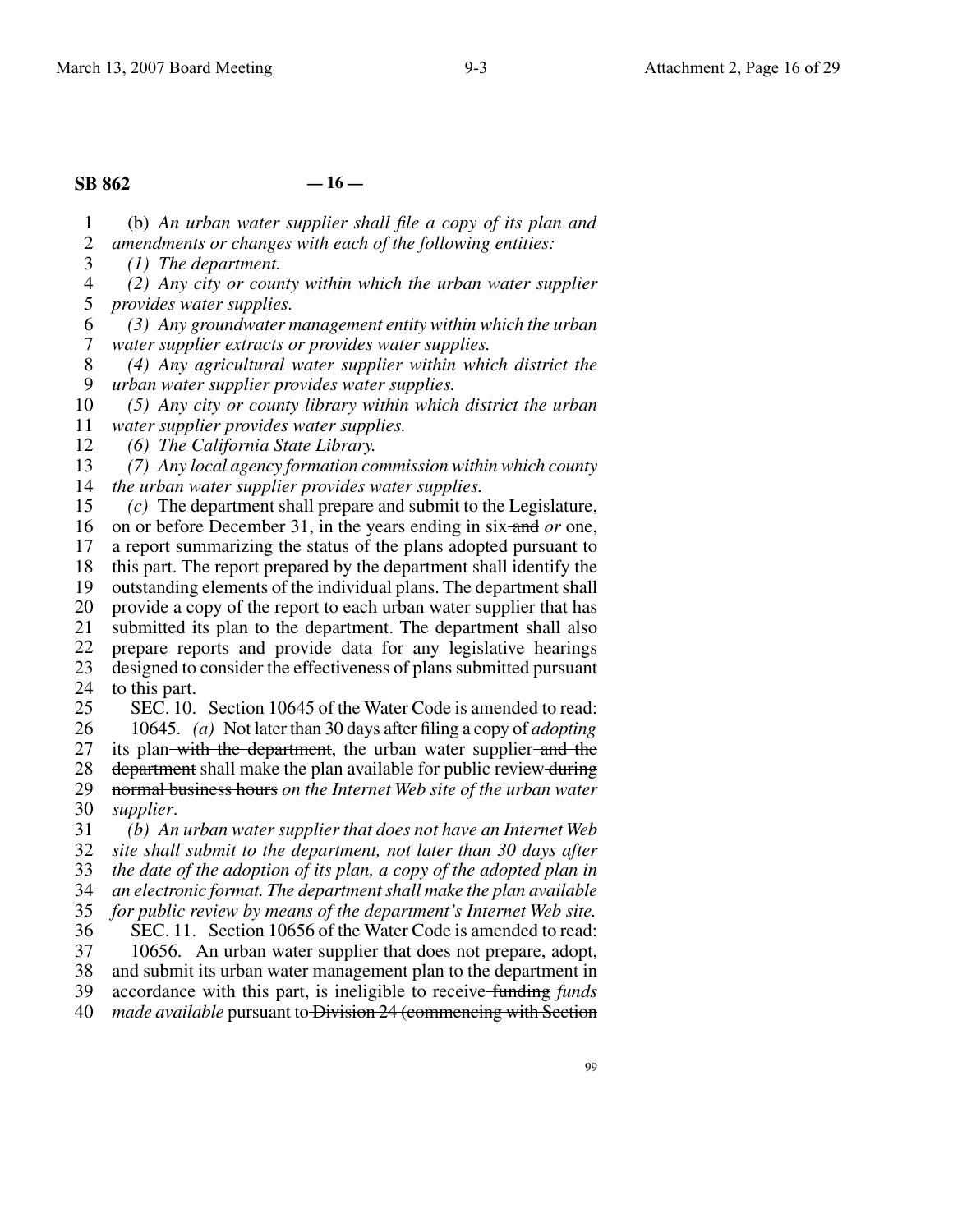(b) *An urban water supplier shall file a copy of its plan and amendments or changes with each of the following entities:*

*(1) The department.*

*(2) Any city or county within which the urban water supplier provides water supplies.*

*(3) Any groundwater management entity within which the urban water supplier extracts or provides water supplies.*

*(4) Any agricultural water supplier within which district the urban water supplier provides water supplies.*

*(5) Any city or county library within which district the urban water supplier provides water supplies.*

*(6) The California State Library.*

*(7) Any local agency formation commission within which county the urban water supplier provides water supplies.*

*(c)* The department shall prepare and submit to the Legislature, on or before December 31, in the years ending in six ~~and~~ *or* one, a report summarizing the status of the plans adopted pursuant to this part. The report prepared by the department shall identify the outstanding elements of the individual plans. The department shall provide a copy of the report to each urban water supplier that has submitted its plan to the department. The department shall also prepare reports and provide data for any legislative hearings designed to consider the effectiveness of plans submitted pursuant to this part.

SEC. 10. Section 10645 of the Water Code is amended to read:

10645. *(a)* Not later than 30 days after ~~filing a copy of~~ *adopting* its plan ~~with the department~~, the urban water supplier ~~and the department~~ shall make the plan available for public review ~~during normal business hours~~ *on the Internet Web site of the urban water supplier*.

*(b) An urban water supplier that does not have an Internet Web site shall submit to the department, not later than 30 days after the date of the adoption of its plan, a copy of the adopted plan in an electronic format. The department shall make the plan available for public review by means of the department's Internet Web site.*

SEC. 11. Section 10656 of the Water Code is amended to read:

10656. An urban water supplier that does not prepare, adopt, and submit its urban water management plan ~~to the department~~ in accordance with this part, is ineligible to receive ~~funding~~ *funds made available* pursuant to ~~Division 24 (commencing with Section~~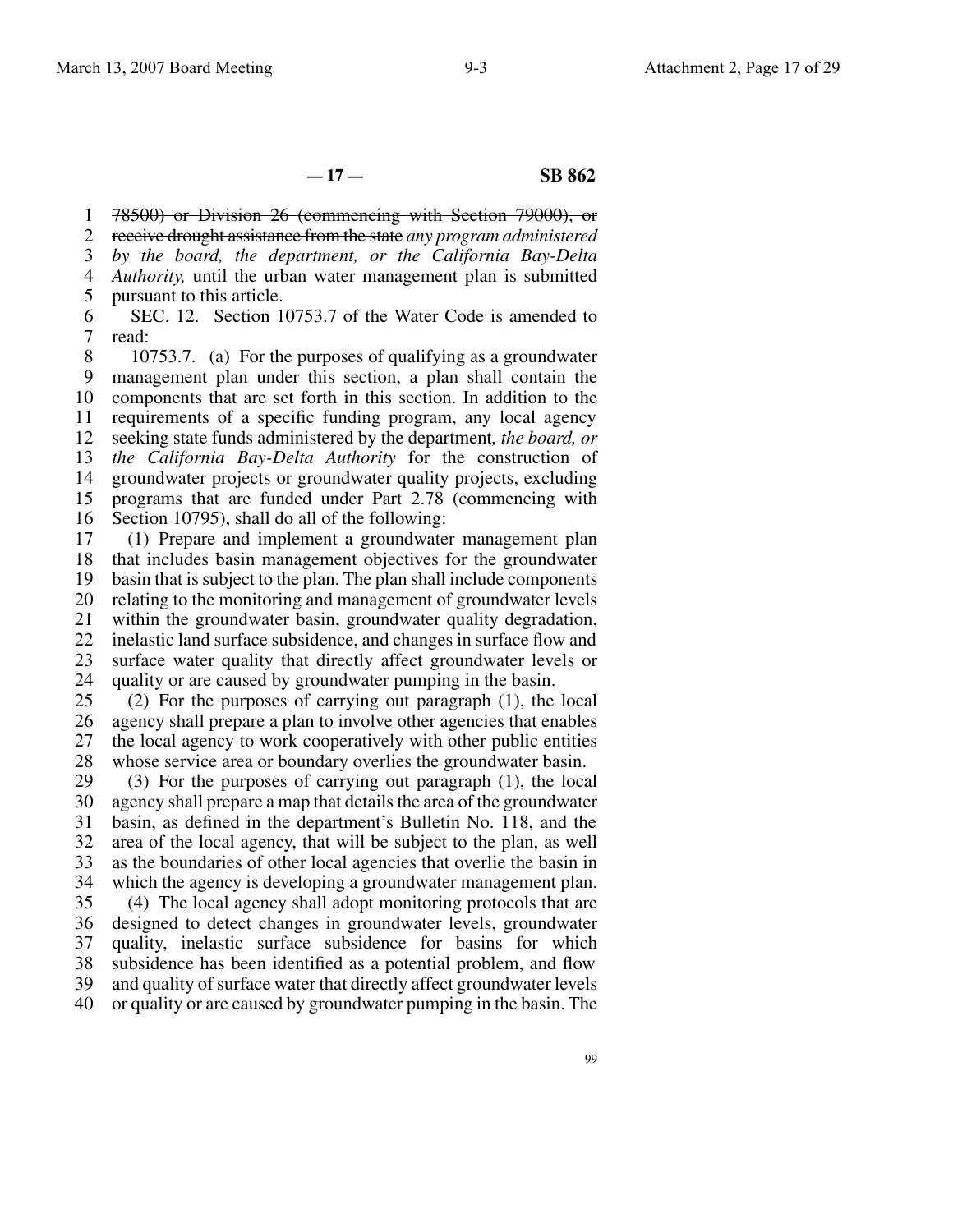~~78500) or Division 26 (commencing with Section 79000), or receive drought assistance from the state~~ *any program administered by the board, the department, or the California Bay-Delta Authority,* until the urban water management plan is submitted pursuant to this article.

SEC. 12. Section 10753.7 of the Water Code is amended to read:

10753.7. (a) For the purposes of qualifying as a groundwater management plan under this section, a plan shall contain the components that are set forth in this section. In addition to the requirements of a specific funding program, any local agency seeking state funds administered by the department*, the board, or the California Bay-Delta Authority* for the construction of groundwater projects or groundwater quality projects, excluding programs that are funded under Part 2.78 (commencing with Section 10795), shall do all of the following:

(1) Prepare and implement a groundwater management plan that includes basin management objectives for the groundwater basin that is subject to the plan. The plan shall include components relating to the monitoring and management of groundwater levels within the groundwater basin, groundwater quality degradation, inelastic land surface subsidence, and changes in surface flow and surface water quality that directly affect groundwater levels or quality or are caused by groundwater pumping in the basin.

(2) For the purposes of carrying out paragraph (1), the local agency shall prepare a plan to involve other agencies that enables the local agency to work cooperatively with other public entities whose service area or boundary overlies the groundwater basin.

(3) For the purposes of carrying out paragraph (1), the local agency shall prepare a map that details the area of the groundwater basin, as defined in the department's Bulletin No. 118, and the area of the local agency, that will be subject to the plan, as well as the boundaries of other local agencies that overlie the basin in which the agency is developing a groundwater management plan.

(4) The local agency shall adopt monitoring protocols that are designed to detect changes in groundwater levels, groundwater quality, inelastic surface subsidence for basins for which subsidence has been identified as a potential problem, and flow and quality of surface water that directly affect groundwater levels or quality or are caused by groundwater pumping in the basin. The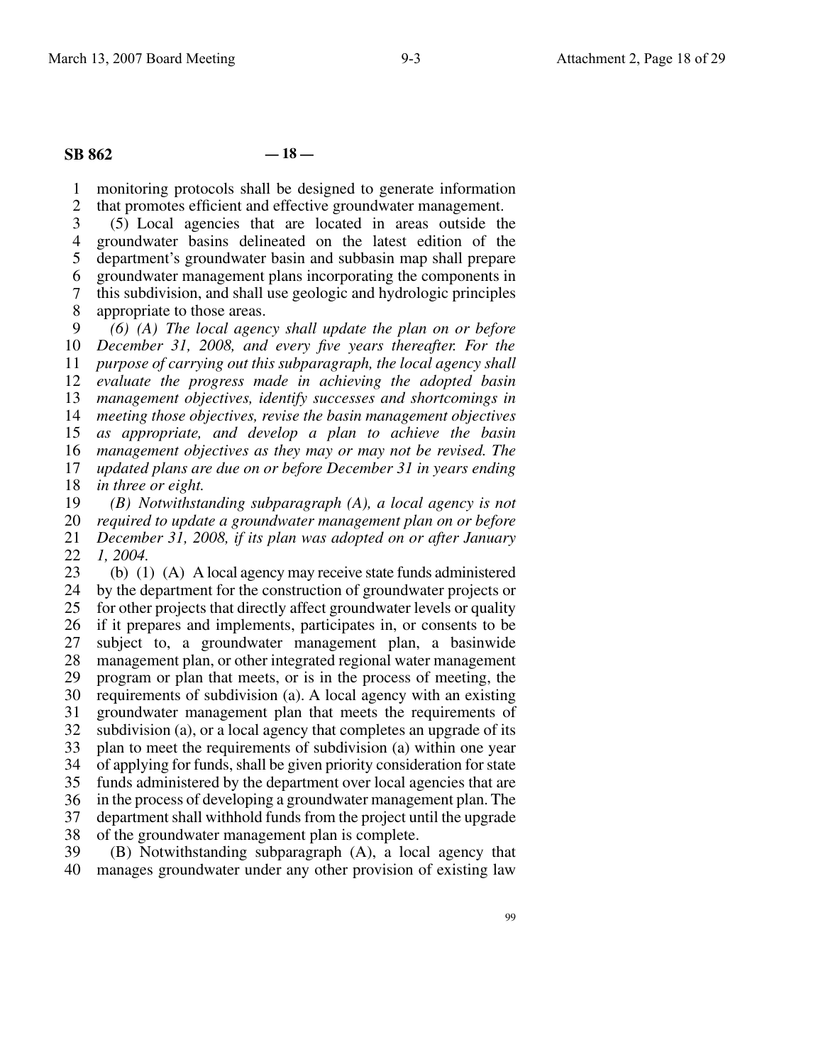monitoring protocols shall be designed to generate information that promotes efficient and effective groundwater management.

(5) Local agencies that are located in areas outside the groundwater basins delineated on the latest edition of the department's groundwater basin and subbasin map shall prepare groundwater management plans incorporating the components in this subdivision, and shall use geologic and hydrologic principles appropriate to those areas.

*(6) (A) The local agency shall update the plan on or before December 31, 2008, and every five years thereafter. For the purpose of carrying out this subparagraph, the local agency shall evaluate the progress made in achieving the adopted basin management objectives, identify successes and shortcomings in meeting those objectives, revise the basin management objectives as appropriate, and develop a plan to achieve the basin management objectives as they may or may not be revised. The updated plans are due on or before December 31 in years ending in three or eight.*

*(B) Notwithstanding subparagraph (A), a local agency is not required to update a groundwater management plan on or before December 31, 2008, if its plan was adopted on or after January 1, 2004.*

(b) (1) (A) A local agency may receive state funds administered by the department for the construction of groundwater projects or for other projects that directly affect groundwater levels or quality if it prepares and implements, participates in, or consents to be subject to, a groundwater management plan, a basinwide management plan, or other integrated regional water management program or plan that meets, or is in the process of meeting, the requirements of subdivision (a). A local agency with an existing groundwater management plan that meets the requirements of subdivision (a), or a local agency that completes an upgrade of its plan to meet the requirements of subdivision (a) within one year of applying for funds, shall be given priority consideration for state funds administered by the department over local agencies that are in the process of developing a groundwater management plan. The department shall withhold funds from the project until the upgrade of the groundwater management plan is complete.

(B) Notwithstanding subparagraph (A), a local agency that manages groundwater under any other provision of existing law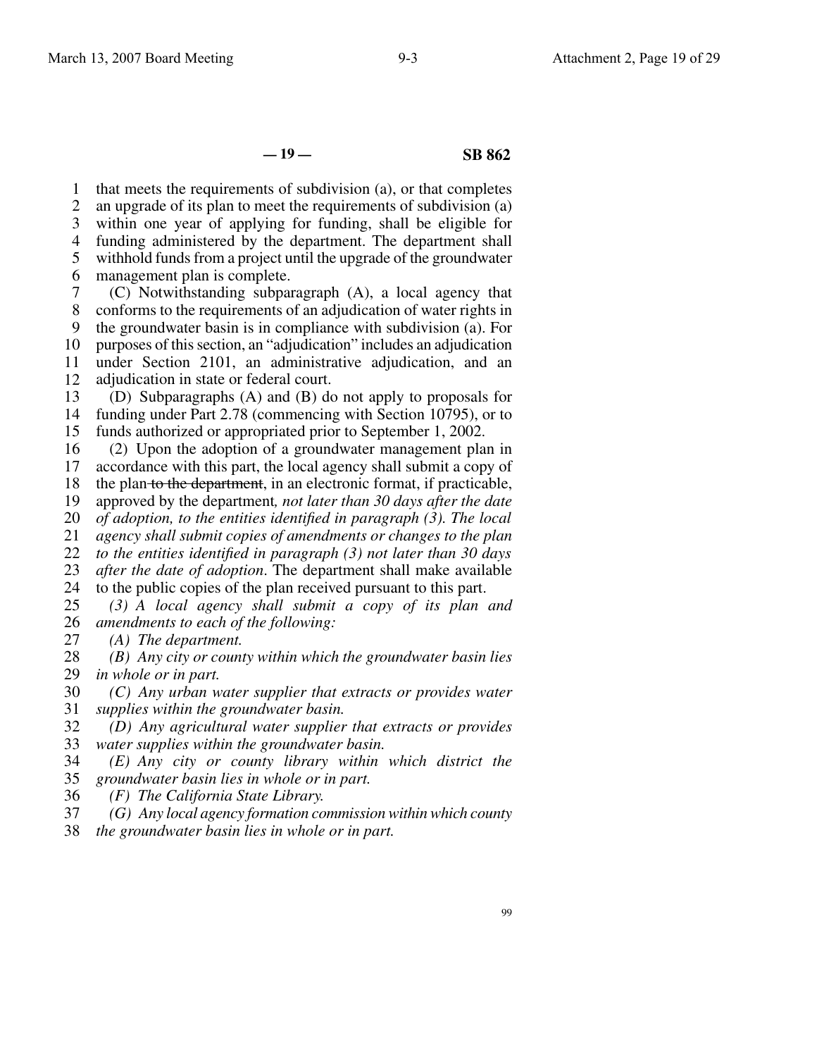that meets the requirements of subdivision (a), or that completes an upgrade of its plan to meet the requirements of subdivision (a) within one year of applying for funding, shall be eligible for funding administered by the department. The department shall withhold funds from a project until the upgrade of the groundwater management plan is complete.

(C) Notwithstanding subparagraph (A), a local agency that conforms to the requirements of an adjudication of water rights in the groundwater basin is in compliance with subdivision (a). For purposes of this section, an "adjudication" includes an adjudication under Section 2101, an administrative adjudication, and an adjudication in state or federal court.

(D) Subparagraphs (A) and (B) do not apply to proposals for funding under Part 2.78 (commencing with Section 10795), or to funds authorized or appropriated prior to September 1, 2002.

(2) Upon the adoption of a groundwater management plan in accordance with this part, the local agency shall submit a copy of the plan ~~to the department~~, in an electronic format, if practicable, approved by the department*, not later than 30 days after the date of adoption, to the entities identified in paragraph (3). The local agency shall submit copies of amendments or changes to the plan to the entities identified in paragraph (3) not later than 30 days after the date of adoption*. The department shall make available to the public copies of the plan received pursuant to this part.

*(3) A local agency shall submit a copy of its plan and amendments to each of the following:*

*(A) The department.*

*(B) Any city or county within which the groundwater basin lies in whole or in part.*

*(C) Any urban water supplier that extracts or provides water supplies within the groundwater basin.*

*(D) Any agricultural water supplier that extracts or provides water supplies within the groundwater basin.*

*(E) Any city or county library within which district the groundwater basin lies in whole or in part.*

*(F) The California State Library.*

*(G) Any local agency formation commission within which county the groundwater basin lies in whole or in part.*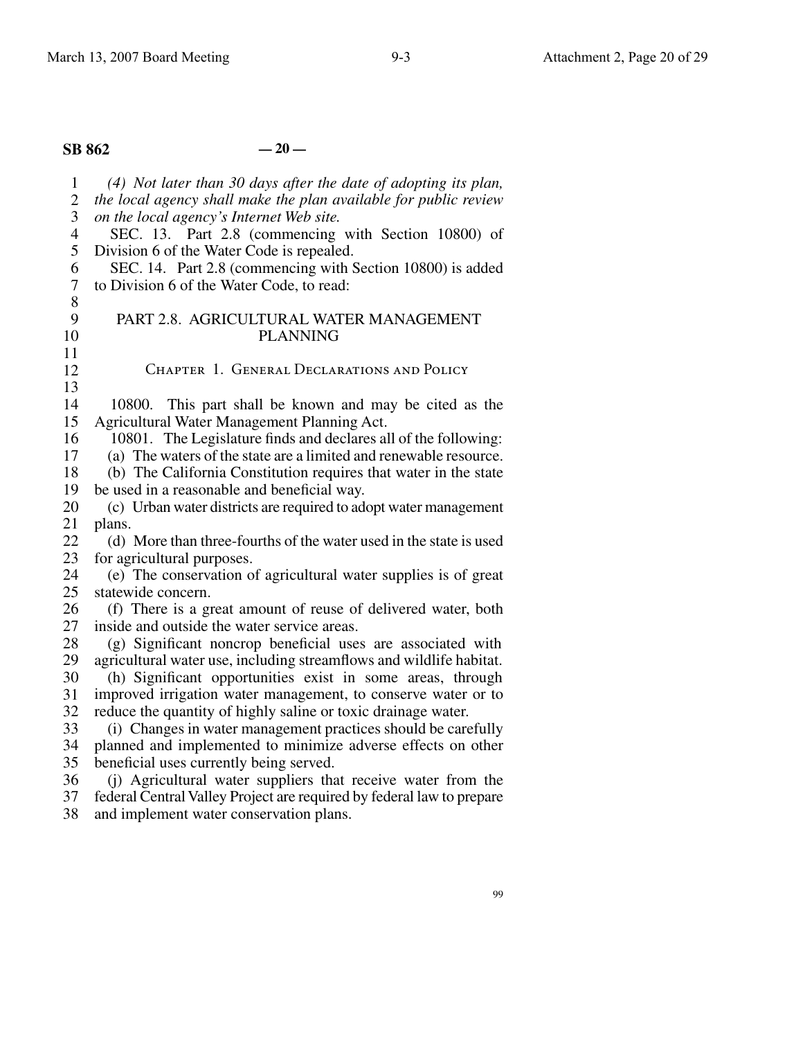*(4) Not later than 30 days after the date of adopting its plan, the local agency shall make the plan available for public review on the local agency's Internet Web site.*

SEC. 13. Part 2.8 (commencing with Section 10800) of Division 6 of the Water Code is repealed.

SEC. 14. Part 2.8 (commencing with Section 10800) is added to Division 6 of the Water Code, to read:

## PART 2.8. AGRICULTURAL WATER MANAGEMENT PLANNING

### Chapter 1. General Declarations and Policy

10800. This part shall be known and may be cited as the Agricultural Water Management Planning Act.

10801. The Legislature finds and declares all of the following:

(a) The waters of the state are a limited and renewable resource.

(b) The California Constitution requires that water in the state be used in a reasonable and beneficial way.

(c) Urban water districts are required to adopt water management plans.

(d) More than three-fourths of the water used in the state is used for agricultural purposes.

(e) The conservation of agricultural water supplies is of great statewide concern.

(f) There is a great amount of reuse of delivered water, both inside and outside the water service areas.

(g) Significant noncrop beneficial uses are associated with agricultural water use, including streamflows and wildlife habitat.

(h) Significant opportunities exist in some areas, through improved irrigation water management, to conserve water or to reduce the quantity of highly saline or toxic drainage water.

(i) Changes in water management practices should be carefully planned and implemented to minimize adverse effects on other beneficial uses currently being served.

(j) Agricultural water suppliers that receive water from the federal Central Valley Project are required by federal law to prepare and implement water conservation plans.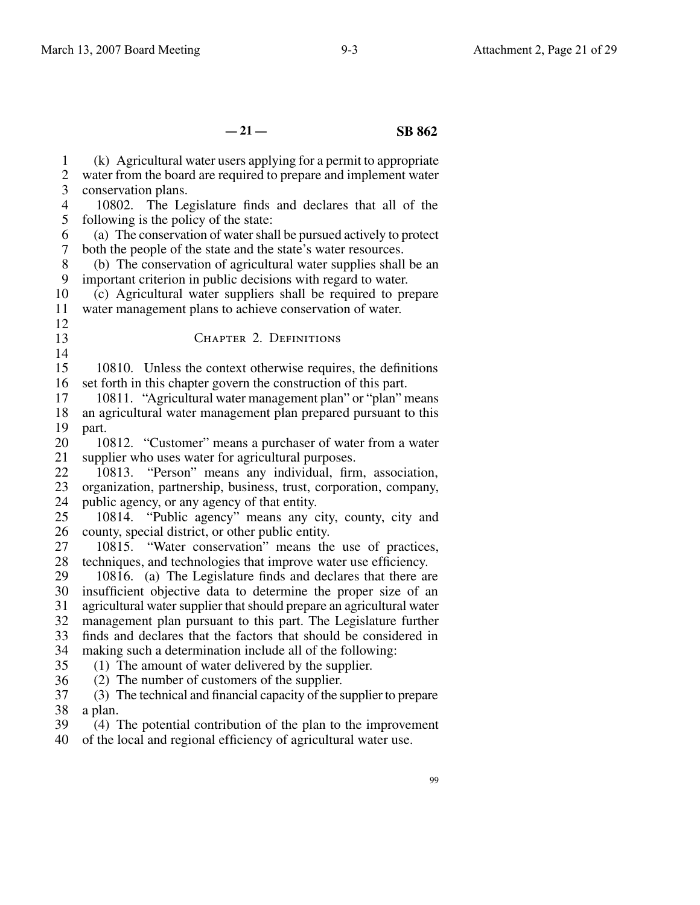(k) Agricultural water users applying for a permit to appropriate water from the board are required to prepare and implement water conservation plans.

10802. The Legislature finds and declares that all of the following is the policy of the state:

(a) The conservation of water shall be pursued actively to protect both the people of the state and the state's water resources.

(b) The conservation of agricultural water supplies shall be an important criterion in public decisions with regard to water.

(c) Agricultural water suppliers shall be required to prepare water management plans to achieve conservation of water.

## Chapter 2. Definitions

10810. Unless the context otherwise requires, the definitions set forth in this chapter govern the construction of this part.

10811. "Agricultural water management plan" or "plan" means an agricultural water management plan prepared pursuant to this part.

10812. "Customer" means a purchaser of water from a water supplier who uses water for agricultural purposes.

10813. "Person" means any individual, firm, association, organization, partnership, business, trust, corporation, company, public agency, or any agency of that entity.

10814. "Public agency" means any city, county, city and county, special district, or other public entity.

10815. "Water conservation" means the use of practices, techniques, and technologies that improve water use efficiency.

10816. (a) The Legislature finds and declares that there are insufficient objective data to determine the proper size of an agricultural water supplier that should prepare an agricultural water management plan pursuant to this part. The Legislature further finds and declares that the factors that should be considered in making such a determination include all of the following:

(1) The amount of water delivered by the supplier.

(2) The number of customers of the supplier.

(3) The technical and financial capacity of the supplier to prepare a plan.

(4) The potential contribution of the plan to the improvement of the local and regional efficiency of agricultural water use.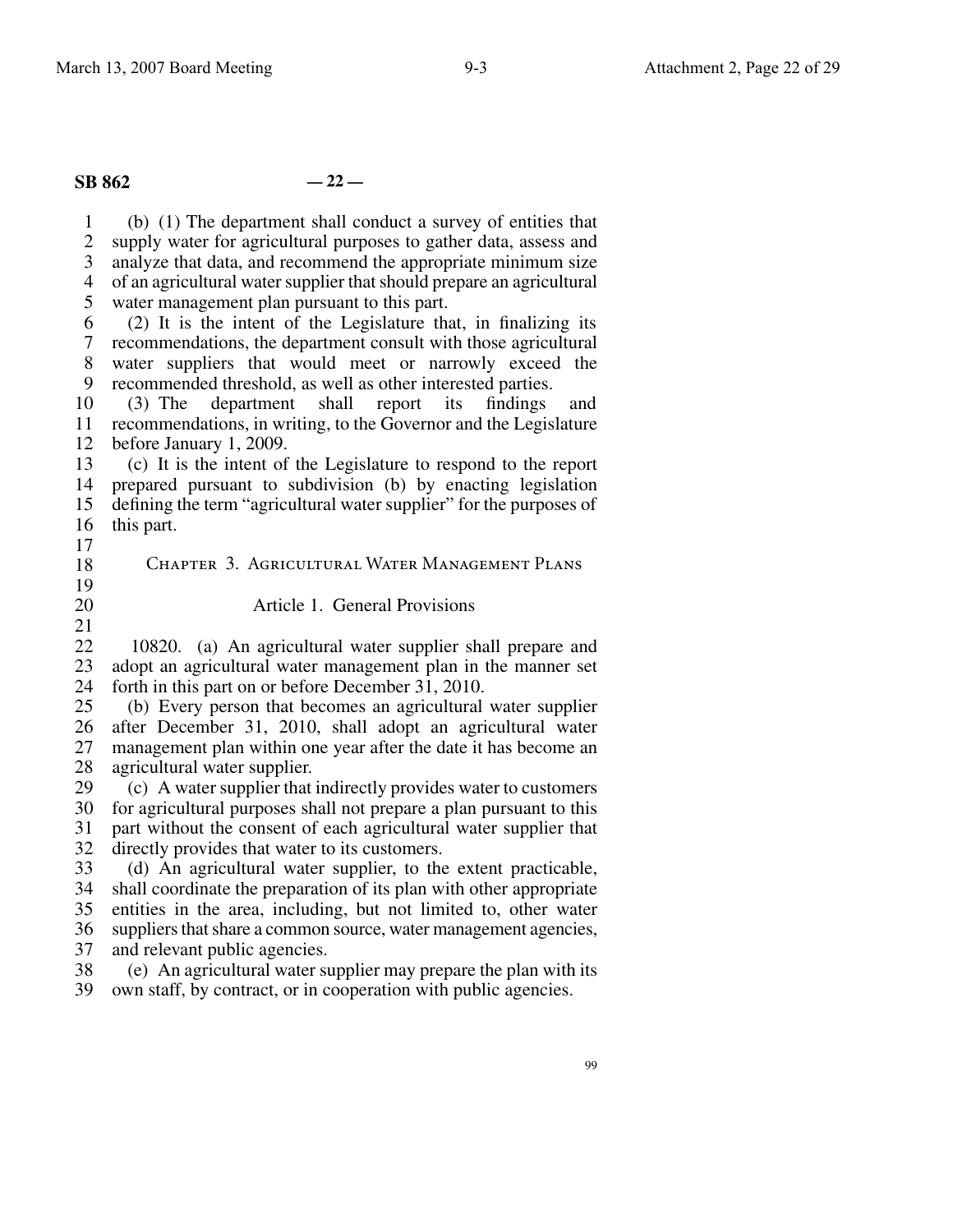(b) (1) The department shall conduct a survey of entities that supply water for agricultural purposes to gather data, assess and analyze that data, and recommend the appropriate minimum size of an agricultural water supplier that should prepare an agricultural water management plan pursuant to this part.

(2) It is the intent of the Legislature that, in finalizing its recommendations, the department consult with those agricultural water suppliers that would meet or narrowly exceed the recommended threshold, as well as other interested parties.

(3) The department shall report its findings and recommendations, in writing, to the Governor and the Legislature before January 1, 2009.

(c) It is the intent of the Legislature to respond to the report prepared pursuant to subdivision (b) by enacting legislation defining the term "agricultural water supplier" for the purposes of this part.

## Chapter 3. Agricultural Water Management Plans

### Article 1. General Provisions

10820. (a) An agricultural water supplier shall prepare and adopt an agricultural water management plan in the manner set forth in this part on or before December 31, 2010.

(b) Every person that becomes an agricultural water supplier after December 31, 2010, shall adopt an agricultural water management plan within one year after the date it has become an agricultural water supplier.

(c) A water supplier that indirectly provides water to customers for agricultural purposes shall not prepare a plan pursuant to this part without the consent of each agricultural water supplier that directly provides that water to its customers.

(d) An agricultural water supplier, to the extent practicable, shall coordinate the preparation of its plan with other appropriate entities in the area, including, but not limited to, other water suppliers that share a common source, water management agencies, and relevant public agencies.

(e) An agricultural water supplier may prepare the plan with its own staff, by contract, or in cooperation with public agencies.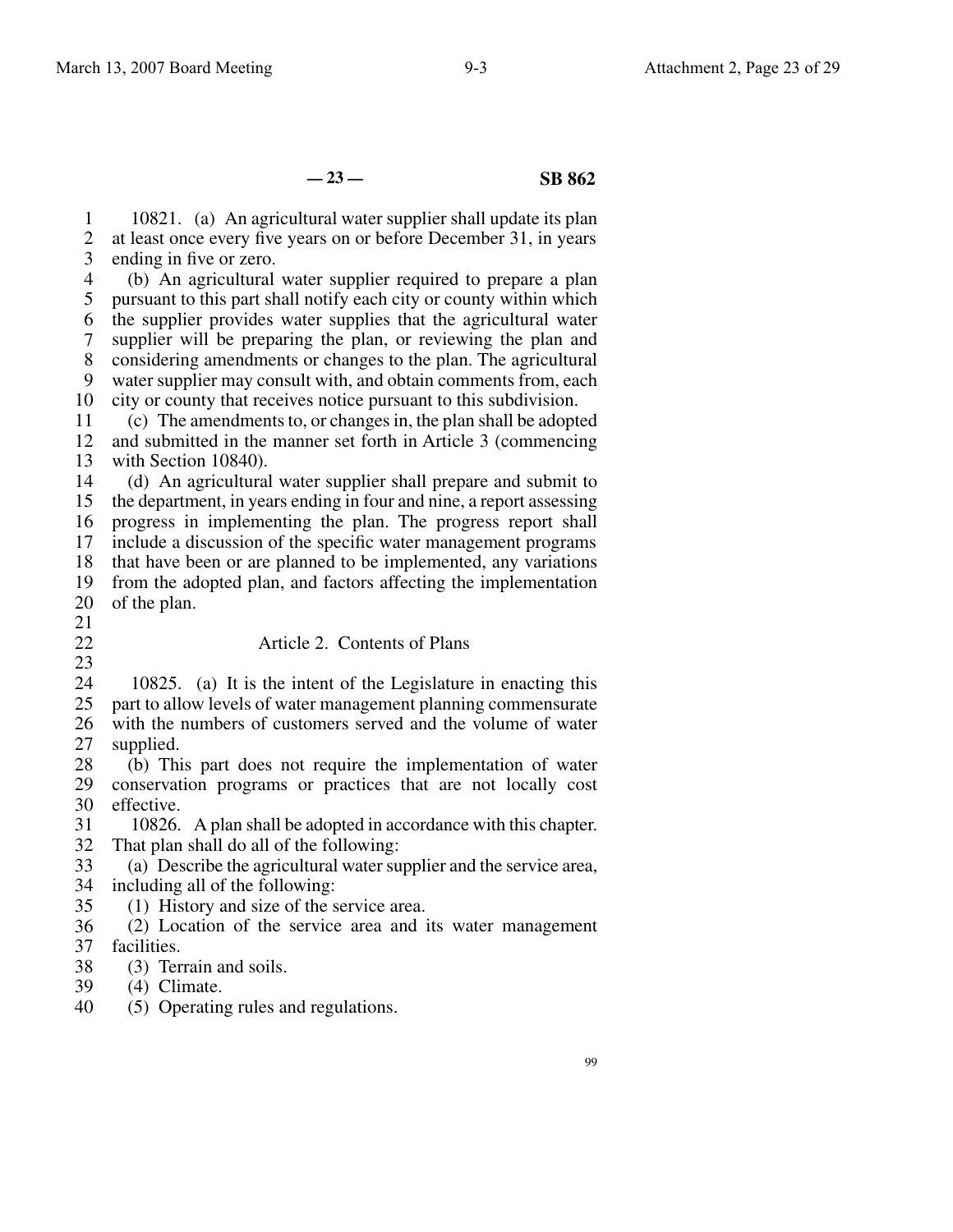10821. (a) An agricultural water supplier shall update its plan at least once every five years on or before December 31, in years ending in five or zero.

(b) An agricultural water supplier required to prepare a plan pursuant to this part shall notify each city or county within which the supplier provides water supplies that the agricultural water supplier will be preparing the plan, or reviewing the plan and considering amendments or changes to the plan. The agricultural water supplier may consult with, and obtain comments from, each city or county that receives notice pursuant to this subdivision.

(c) The amendments to, or changes in, the plan shall be adopted and submitted in the manner set forth in Article 3 (commencing with Section 10840).

(d) An agricultural water supplier shall prepare and submit to the department, in years ending in four and nine, a report assessing progress in implementing the plan. The progress report shall include a discussion of the specific water management programs that have been or are planned to be implemented, any variations from the adopted plan, and factors affecting the implementation of the plan.

## Article 2. Contents of Plans

10825. (a) It is the intent of the Legislature in enacting this part to allow levels of water management planning commensurate with the numbers of customers served and the volume of water supplied.

(b) This part does not require the implementation of water conservation programs or practices that are not locally cost effective.

10826. A plan shall be adopted in accordance with this chapter. That plan shall do all of the following:

(a) Describe the agricultural water supplier and the service area, including all of the following:

(1) History and size of the service area.

(2) Location of the service area and its water management facilities.

(3) Terrain and soils.

(4) Climate.

(5) Operating rules and regulations.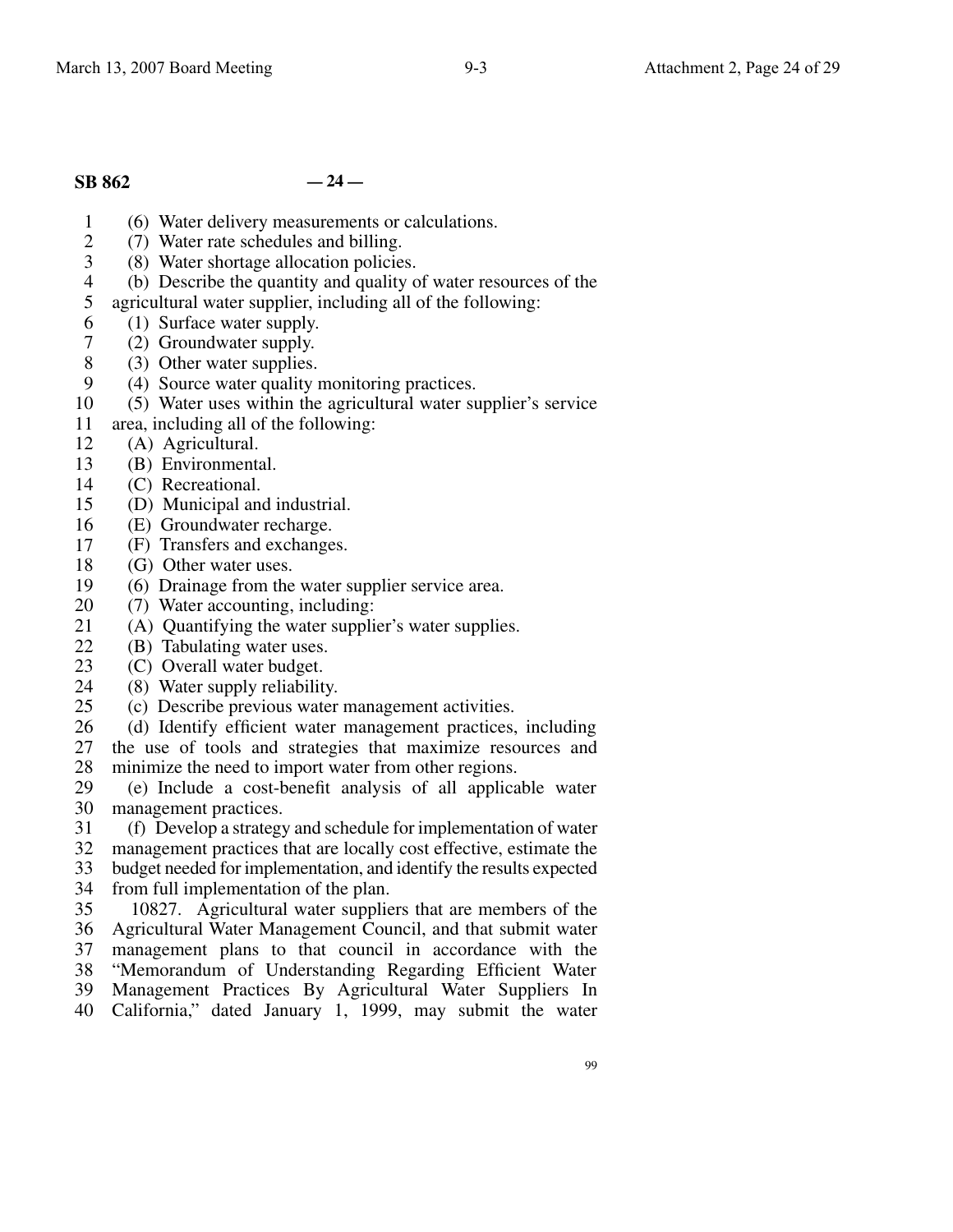(6) Water delivery measurements or calculations.

(7) Water rate schedules and billing.

(8) Water shortage allocation policies.

(b) Describe the quantity and quality of water resources of the agricultural water supplier, including all of the following:

(1) Surface water supply.

(2) Groundwater supply.

(3) Other water supplies.

(4) Source water quality monitoring practices.

(5) Water uses within the agricultural water supplier's service area, including all of the following:

(A) Agricultural.

(B) Environmental.

(C) Recreational.

(D) Municipal and industrial.

(E) Groundwater recharge.

(F) Transfers and exchanges.

(G) Other water uses.

(6) Drainage from the water supplier service area.

(7) Water accounting, including:

(A) Quantifying the water supplier's water supplies.

(B) Tabulating water uses.

(C) Overall water budget.

(8) Water supply reliability.

(c) Describe previous water management activities.

(d) Identify efficient water management practices, including the use of tools and strategies that maximize resources and minimize the need to import water from other regions.

(e) Include a cost-benefit analysis of all applicable water management practices.

(f) Develop a strategy and schedule for implementation of water management practices that are locally cost effective, estimate the budget needed for implementation, and identify the results expected from full implementation of the plan.

10827. Agricultural water suppliers that are members of the Agricultural Water Management Council, and that submit water management plans to that council in accordance with the "Memorandum of Understanding Regarding Efficient Water Management Practices By Agricultural Water Suppliers In California," dated January 1, 1999, may submit the water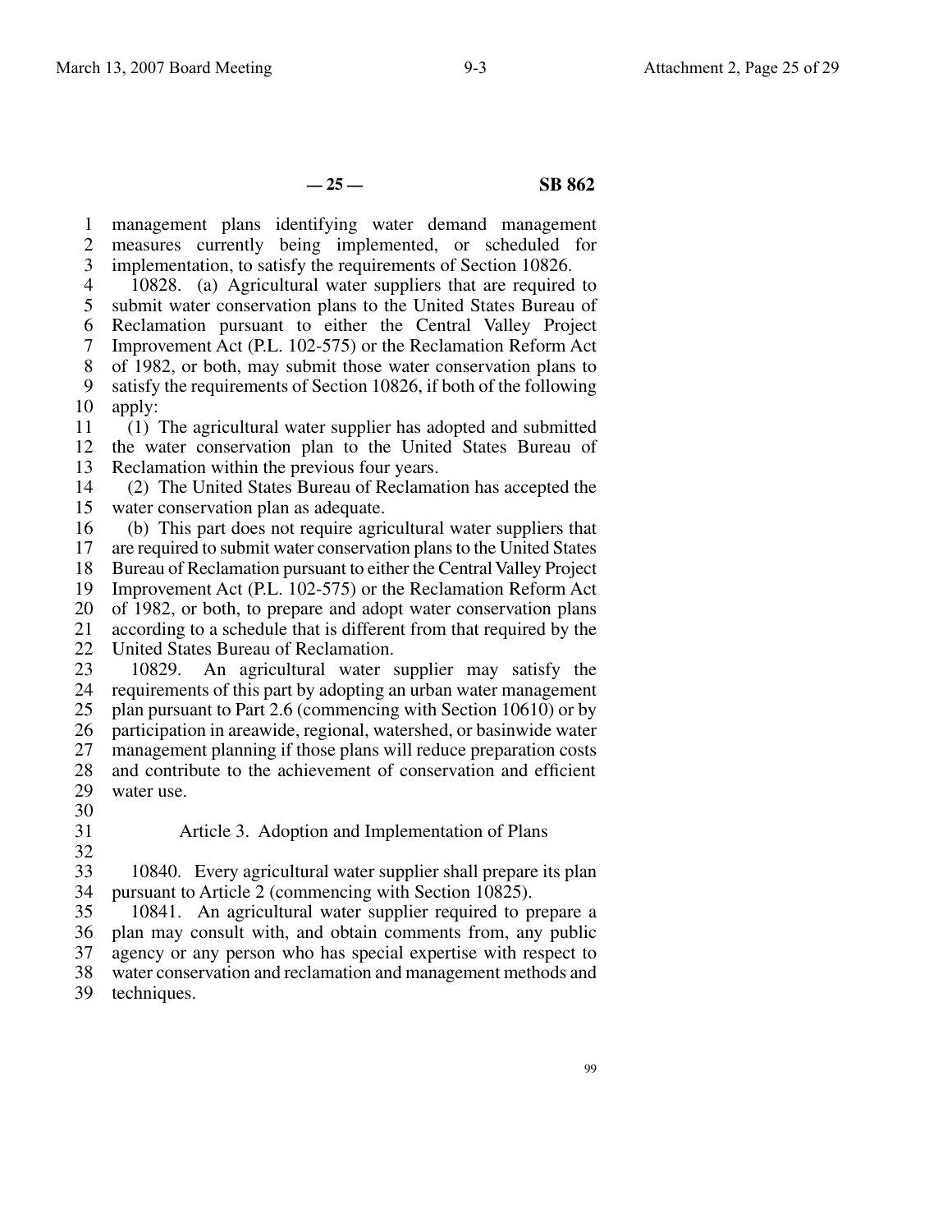management plans identifying water demand management measures currently being implemented, or scheduled for implementation, to satisfy the requirements of Section 10826.

10828. (a) Agricultural water suppliers that are required to submit water conservation plans to the United States Bureau of Reclamation pursuant to either the Central Valley Project Improvement Act (P.L. 102-575) or the Reclamation Reform Act of 1982, or both, may submit those water conservation plans to satisfy the requirements of Section 10826, if both of the following apply:

(1) The agricultural water supplier has adopted and submitted the water conservation plan to the United States Bureau of Reclamation within the previous four years.

(2) The United States Bureau of Reclamation has accepted the water conservation plan as adequate.

(b) This part does not require agricultural water suppliers that are required to submit water conservation plans to the United States Bureau of Reclamation pursuant to either the Central Valley Project Improvement Act (P.L. 102-575) or the Reclamation Reform Act of 1982, or both, to prepare and adopt water conservation plans according to a schedule that is different from that required by the United States Bureau of Reclamation.

10829. An agricultural water supplier may satisfy the requirements of this part by adopting an urban water management plan pursuant to Part 2.6 (commencing with Section 10610) or by participation in areawide, regional, watershed, or basinwide water management planning if those plans will reduce preparation costs and contribute to the achievement of conservation and efficient water use.

## Article 3. Adoption and Implementation of Plans

10840. Every agricultural water supplier shall prepare its plan pursuant to Article 2 (commencing with Section 10825).

10841. An agricultural water supplier required to prepare a plan may consult with, and obtain comments from, any public agency or any person who has special expertise with respect to water conservation and reclamation and management methods and techniques.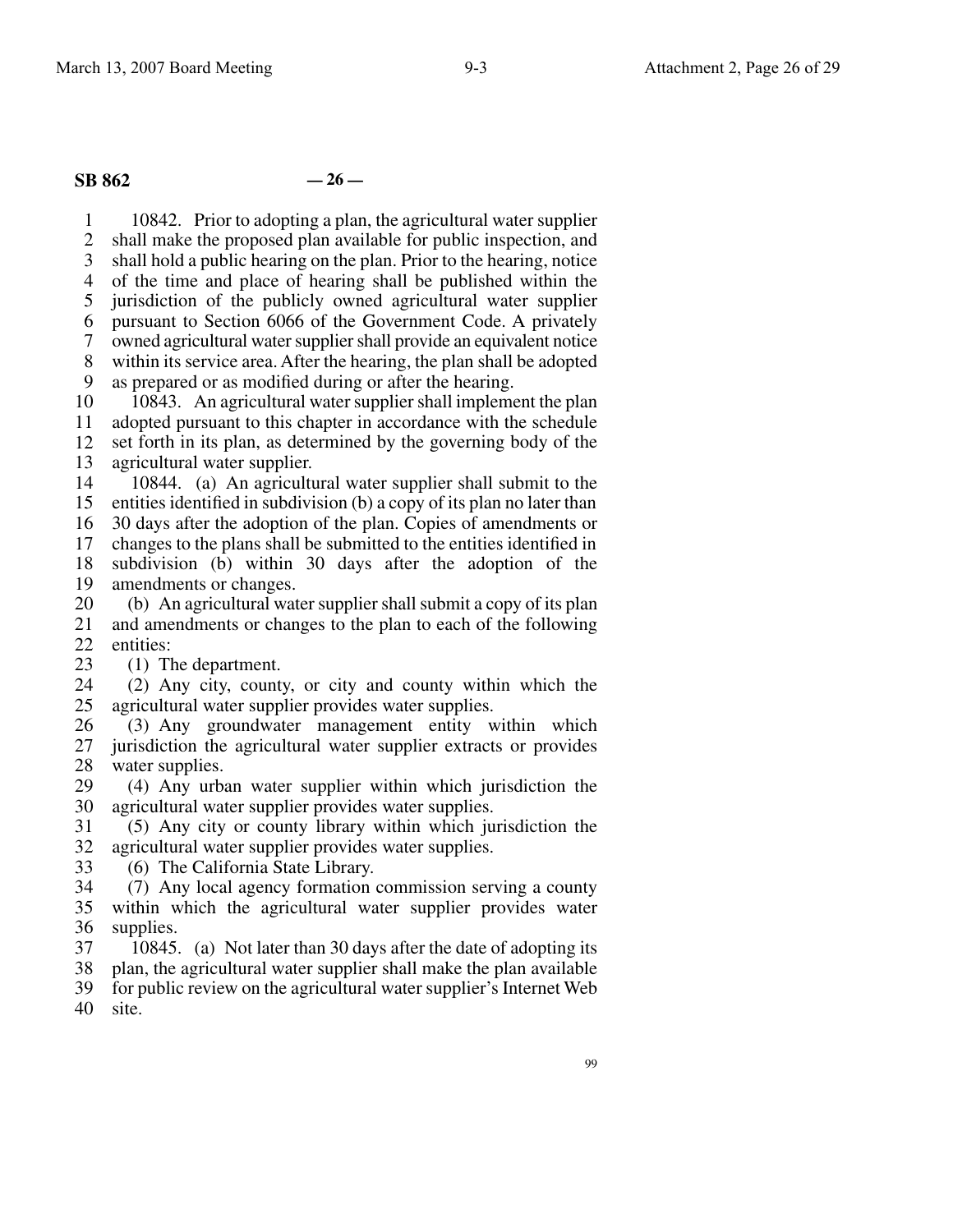10842. Prior to adopting a plan, the agricultural water supplier shall make the proposed plan available for public inspection, and shall hold a public hearing on the plan. Prior to the hearing, notice of the time and place of hearing shall be published within the jurisdiction of the publicly owned agricultural water supplier pursuant to Section 6066 of the Government Code. A privately owned agricultural water supplier shall provide an equivalent notice within its service area. After the hearing, the plan shall be adopted as prepared or as modified during or after the hearing.

10843. An agricultural water supplier shall implement the plan adopted pursuant to this chapter in accordance with the schedule set forth in its plan, as determined by the governing body of the agricultural water supplier.

10844. (a) An agricultural water supplier shall submit to the entities identified in subdivision (b) a copy of its plan no later than 30 days after the adoption of the plan. Copies of amendments or changes to the plans shall be submitted to the entities identified in subdivision (b) within 30 days after the adoption of the amendments or changes.

(b) An agricultural water supplier shall submit a copy of its plan and amendments or changes to the plan to each of the following entities:

(1) The department.

(2) Any city, county, or city and county within which the agricultural water supplier provides water supplies.

(3) Any groundwater management entity within which jurisdiction the agricultural water supplier extracts or provides water supplies.

(4) Any urban water supplier within which jurisdiction the agricultural water supplier provides water supplies.

(5) Any city or county library within which jurisdiction the agricultural water supplier provides water supplies.

(6) The California State Library.

(7) Any local agency formation commission serving a county within which the agricultural water supplier provides water supplies.

10845. (a) Not later than 30 days after the date of adopting its plan, the agricultural water supplier shall make the plan available for public review on the agricultural water supplier's Internet Web site.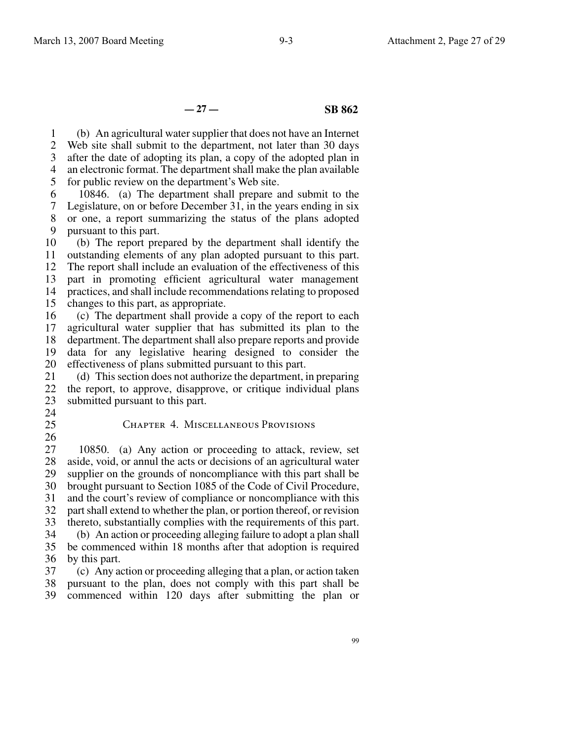(b) An agricultural water supplier that does not have an Internet Web site shall submit to the department, not later than 30 days after the date of adopting its plan, a copy of the adopted plan in an electronic format. The department shall make the plan available for public review on the department's Web site.

10846. (a) The department shall prepare and submit to the Legislature, on or before December 31, in the years ending in six or one, a report summarizing the status of the plans adopted pursuant to this part.

(b) The report prepared by the department shall identify the outstanding elements of any plan adopted pursuant to this part. The report shall include an evaluation of the effectiveness of this part in promoting efficient agricultural water management practices, and shall include recommendations relating to proposed changes to this part, as appropriate.

(c) The department shall provide a copy of the report to each agricultural water supplier that has submitted its plan to the department. The department shall also prepare reports and provide data for any legislative hearing designed to consider the effectiveness of plans submitted pursuant to this part.

(d) This section does not authorize the department, in preparing the report, to approve, disapprove, or critique individual plans submitted pursuant to this part.

## Chapter 4. Miscellaneous Provisions

10850. (a) Any action or proceeding to attack, review, set aside, void, or annul the acts or decisions of an agricultural water supplier on the grounds of noncompliance with this part shall be brought pursuant to Section 1085 of the Code of Civil Procedure, and the court's review of compliance or noncompliance with this part shall extend to whether the plan, or portion thereof, or revision thereto, substantially complies with the requirements of this part.

(b) An action or proceeding alleging failure to adopt a plan shall be commenced within 18 months after that adoption is required by this part.

(c) Any action or proceeding alleging that a plan, or action taken pursuant to the plan, does not comply with this part shall be commenced within 120 days after submitting the plan or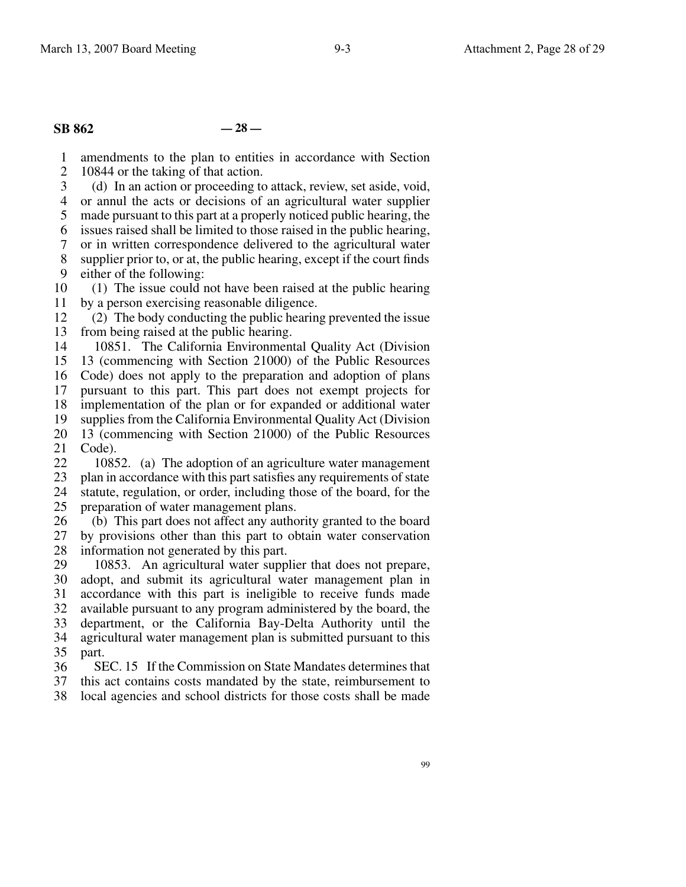amendments to the plan to entities in accordance with Section 10844 or the taking of that action.

(d) In an action or proceeding to attack, review, set aside, void, or annul the acts or decisions of an agricultural water supplier made pursuant to this part at a properly noticed public hearing, the issues raised shall be limited to those raised in the public hearing, or in written correspondence delivered to the agricultural water supplier prior to, or at, the public hearing, except if the court finds either of the following:

(1) The issue could not have been raised at the public hearing by a person exercising reasonable diligence.

(2) The body conducting the public hearing prevented the issue from being raised at the public hearing.

10851. The California Environmental Quality Act (Division 13 (commencing with Section 21000) of the Public Resources Code) does not apply to the preparation and adoption of plans pursuant to this part. This part does not exempt projects for implementation of the plan or for expanded or additional water supplies from the California Environmental Quality Act (Division 13 (commencing with Section 21000) of the Public Resources Code).

10852. (a) The adoption of an agriculture water management plan in accordance with this part satisfies any requirements of state statute, regulation, or order, including those of the board, for the preparation of water management plans.

(b) This part does not affect any authority granted to the board by provisions other than this part to obtain water conservation information not generated by this part.

10853. An agricultural water supplier that does not prepare, adopt, and submit its agricultural water management plan in accordance with this part is ineligible to receive funds made available pursuant to any program administered by the board, the department, or the California Bay-Delta Authority until the agricultural water management plan is submitted pursuant to this part.

SEC. 15 If the Commission on State Mandates determines that this act contains costs mandated by the state, reimbursement to local agencies and school districts for those costs shall be made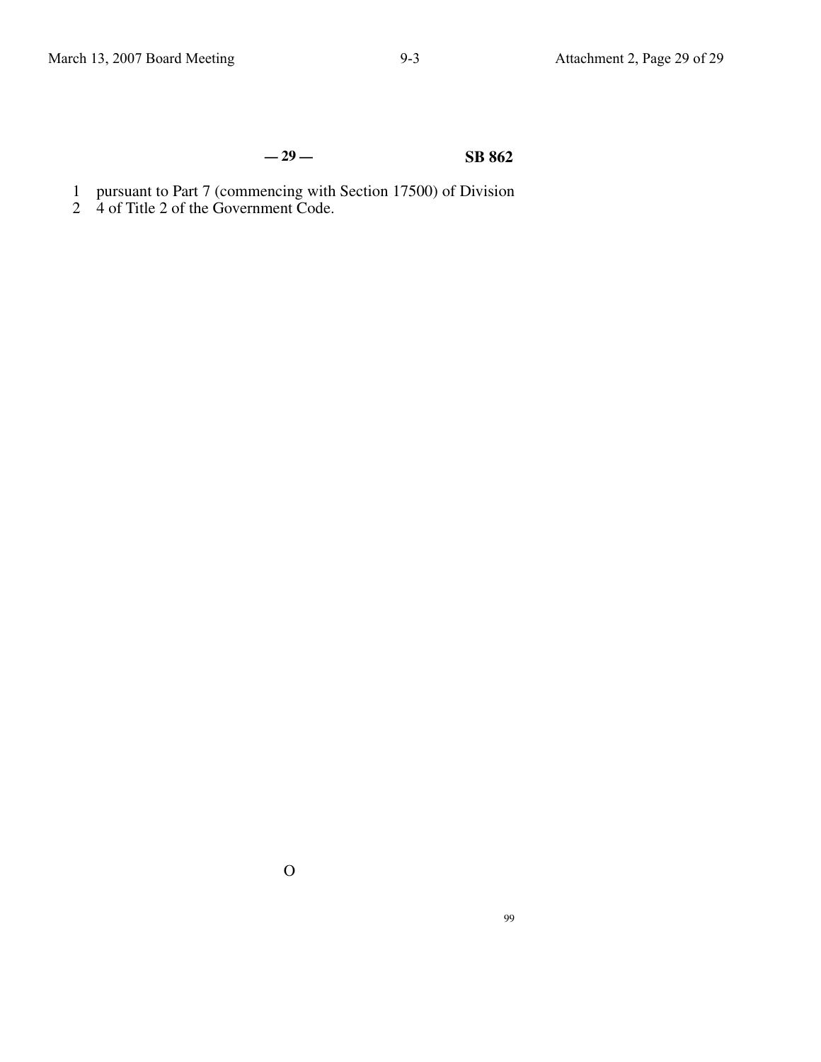pursuant to Part 7 (commencing with Section 17500) of Division 4 of Title 2 of the Government Code.

O